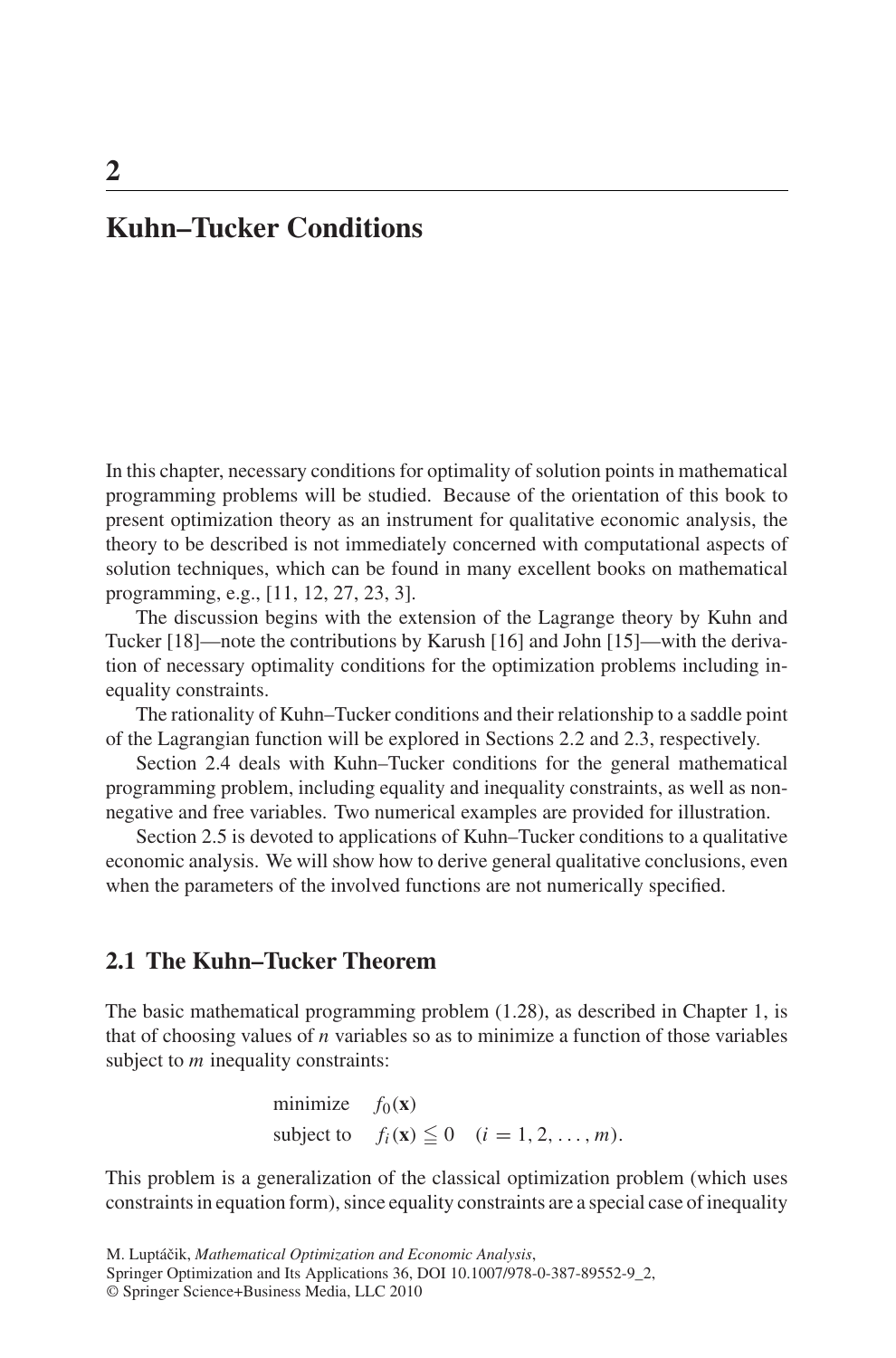# 2

# Kuhn–Tucker Conditions

In this chapter, necessary conditions for optimality of solution points in mathematical programming problems will be studied. Because of the orientation of this book to present optimization theory as an instrument for qualitative economic analysis, the theory to be described is not immediately concerned with computational aspects of solution techniques, which can be found in many excellent books on mathematical programming, e.g., [11, 12, 27, 23, 3].

The discussion begins with the extension of the Lagrange theory by Kuhn and Tucker [18]—note the contributions by Karush [16] and John [15]—with the derivation of necessary optimality conditions for the optimization problems including inequality constraints.

The rationality of Kuhn–Tucker conditions and their relationship to a saddle point of the Lagrangian function will be explored in Sections 2.2 and 2.3, respectively.

Section 2.4 deals with Kuhn–Tucker conditions for the general mathematical programming problem, including equality and inequality constraints, as well as nonnegative and free variables. Two numerical examples are provided for illustration.

Section 2.5 is devoted to applications of Kuhn–Tucker conditions to a qualitative economic analysis. We will show how to derive general qualitative conclusions, even when the parameters of the involved functions are not numerically specified.

## 2.1 The Kuhn–Tucker Theorem

The basic mathematical programming problem (1.28), as described in Chapter 1, is that of choosing values of $n$ variables so as to minimize a function of those variables subject to $m$ inequality constraints:

$$\begin{aligned} &\text{minimize} \quad f_0(\mathbf{x}) \\ &\text{subject to} \quad f_i(\mathbf{x}) \leqq 0 \quad (i = 1, 2, \ldots, m). \end{aligned}$$

This problem is a generalization of the classical optimization problem (which uses constraints in equation form), since equality constraints are a special case of inequality

M. Luptáčik, *Mathematical Optimization and Economic Analysis*,
Springer Optimization and Its Applications 36, DOI 10.1007/978-0-387-89552-9_2,
© Springer Science+Business Media, LLC 2010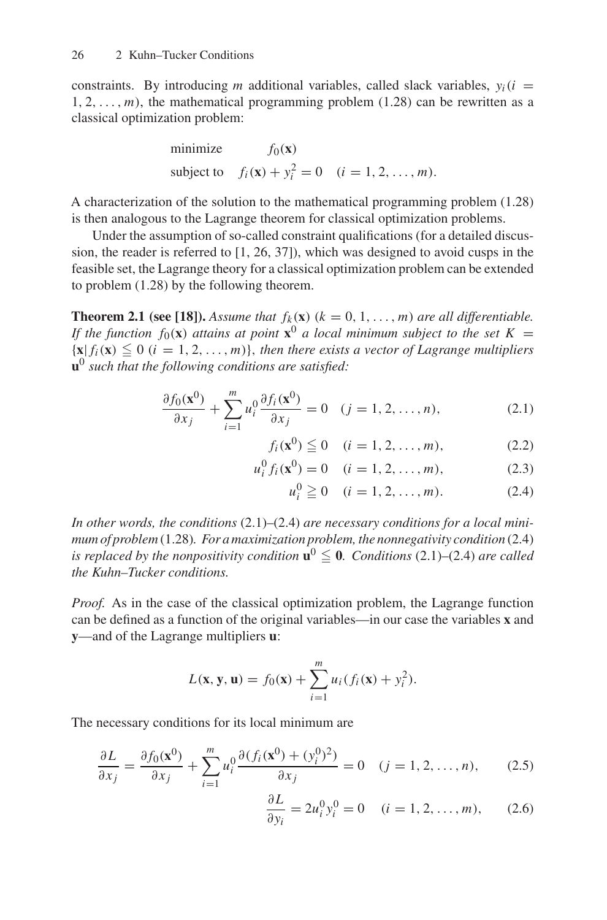constraints. By introducing $m$ additional variables, called slack variables, $y_i (i = 1, 2, \ldots, m)$, the mathematical programming problem (1.28) can be rewritten as a classical optimization problem:

$$\begin{aligned} &\text{minimize} \quad && f_0(\mathbf{x}) \\ &\text{subject to} \quad && f_i(\mathbf{x}) + y_i^2 = 0 \quad (i = 1, 2, \ldots, m). \end{aligned}$$

A characterization of the solution to the mathematical programming problem (1.28) is then analogous to the Lagrange theorem for classical optimization problems.

Under the assumption of so-called constraint qualifications (for a detailed discussion, the reader is referred to [1, 26, 37]), which was designed to avoid cusps in the feasible set, the Lagrange theory for a classical optimization problem can be extended to problem (1.28) by the following theorem.

**Theorem 2.1 (see [18]).** *Assume that $f_k(\mathbf{x})$ $(k = 0, 1, \ldots, m)$ are all differentiable. If the function $f_0(\mathbf{x})$ attains at point $\mathbf{x}^0$ a local minimum subject to the set $K = \{\mathbf{x} | f_i(\mathbf{x}) \leqq 0 \ (i = 1, 2, \ldots, m)\}$, then there exists a vector of Lagrange multipliers $\mathbf{u}^0$ such that the following conditions are satisfied:*

$$\frac{\partial f_0(\mathbf{x}^0)}{\partial x_j} + \sum_{i=1}^{m} u_i^0 \frac{\partial f_i(\mathbf{x}^0)}{\partial x_j} = 0 \quad (j = 1, 2, \ldots, n), \tag{2.1}$$

$$f_i(\mathbf{x}^0) \leqq 0 \quad (i = 1, 2, \ldots, m), \tag{2.2}$$

$$u_i^0 f_i(\mathbf{x}^0) = 0 \quad (i = 1, 2, \ldots, m), \tag{2.3}$$

$$u_i^0 \geqq 0 \quad (i = 1, 2, \ldots, m). \tag{2.4}$$

*In other words, the conditions* (2.1)–(2.4) *are necessary conditions for a local minimum of problem* (1.28)*. For a maximization problem, the nonnegativity condition* (2.4) *is replaced by the nonpositivity condition $\mathbf{u}^0 \leqq \mathbf{0}$. Conditions* (2.1)–(2.4) *are called the Kuhn–Tucker conditions.*

*Proof.* As in the case of the classical optimization problem, the Lagrange function can be defined as a function of the original variables—in our case the variables $\mathbf{x}$ and $\mathbf{y}$—and of the Lagrange multipliers $\mathbf{u}$:

$$L(\mathbf{x}, \mathbf{y}, \mathbf{u}) = f_0(\mathbf{x}) + \sum_{i=1}^{m} u_i (f_i(\mathbf{x}) + y_i^2).$$

The necessary conditions for its local minimum are

$$\frac{\partial L}{\partial x_j} = \frac{\partial f_0(\mathbf{x}^0)}{\partial x_j} + \sum_{i=1}^{m} u_i^0 \frac{\partial (f_i(\mathbf{x}^0) + (y_i^0)^2)}{\partial x_j} = 0 \quad (j = 1, 2, \ldots, n), \tag{2.5}$$

$$\frac{\partial L}{\partial y_i} = 2 u_i^0 y_i^0 = 0 \quad (i = 1, 2, \ldots, m), \tag{2.6}$$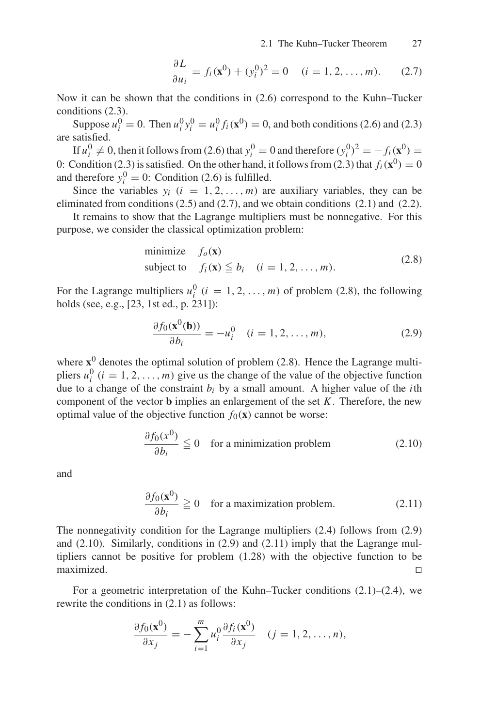$$\frac{\partial L}{\partial u_i} = f_i(\mathbf{x}^0) + (y_i^0)^2 = 0 \quad (i = 1, 2, \ldots, m). \tag{2.7}$$

Now it can be shown that the conditions in (2.6) correspond to the Kuhn–Tucker conditions (2.3).

Suppose $u_i^0 = 0$. Then $u_i^0 y_i^0 = u_i^0 f_i(\mathbf{x}^0) = 0$, and both conditions (2.6) and (2.3) are satisfied.

If $u_i^0 \neq 0$, then it follows from (2.6) that $y_i^0 = 0$ and therefore $(y_i^0)^2 = -f_i(\mathbf{x}^0) = 0$: Condition (2.3) is satisfied. On the other hand, it follows from (2.3) that $f_i(\mathbf{x}^0) = 0$ and therefore $y_i^0 = 0$: Condition (2.6) is fulfilled.

Since the variables $y_i$ $(i = 1, 2, \ldots, m)$ are auxiliary variables, they can be eliminated from conditions (2.5) and (2.7), and we obtain conditions (2.1) and (2.2).

It remains to show that the Lagrange multipliers must be nonnegative. For this purpose, we consider the classical optimization problem:

$$\begin{aligned} &\text{minimize} \quad f_o(\mathbf{x}) \\ &\text{subject to} \quad f_i(\mathbf{x}) \leqq b_i \quad (i = 1, 2, \ldots, m). \end{aligned} \tag{2.8}$$

For the Lagrange multipliers $u_i^0$ $(i = 1, 2, \ldots, m)$ of problem (2.8), the following holds (see, e.g., [23, 1st ed., p. 231]):

$$\frac{\partial f_0(\mathbf{x}^0(\mathbf{b}))}{\partial b_i} = -u_i^0 \quad (i = 1, 2, \ldots, m), \tag{2.9}$$

where $\mathbf{x}^0$ denotes the optimal solution of problem (2.8). Hence the Lagrange multipliers $u_i^0$ $(i = 1, 2, \ldots, m)$ give us the change of the value of the objective function due to a change of the constraint $b_i$ by a small amount. A higher value of the $i$th component of the vector $\mathbf{b}$ implies an enlargement of the set $K$. Therefore, the new optimal value of the objective function $f_0(\mathbf{x})$ cannot be worse:

$$\frac{\partial f_0(x^0)}{\partial b_i} \leqq 0 \quad \text{for a minimization problem} \tag{2.10}$$

and

$$\frac{\partial f_0(\mathbf{x}^0)}{\partial b_i} \geqq 0 \quad \text{for a maximization problem.} \tag{2.11}$$

The nonnegativity condition for the Lagrange multipliers (2.4) follows from (2.9) and (2.10). Similarly, conditions in (2.9) and (2.11) imply that the Lagrange multipliers cannot be positive for problem (1.28) with the objective function to be maximized. □

For a geometric interpretation of the Kuhn–Tucker conditions (2.1)–(2.4), we rewrite the conditions in (2.1) as follows:

$$\frac{\partial f_0(\mathbf{x}^0)}{\partial x_j} = -\sum_{i=1}^{m} u_i^0 \frac{\partial f_i(\mathbf{x}^0)}{\partial x_j} \quad (j = 1, 2, \ldots, n),$$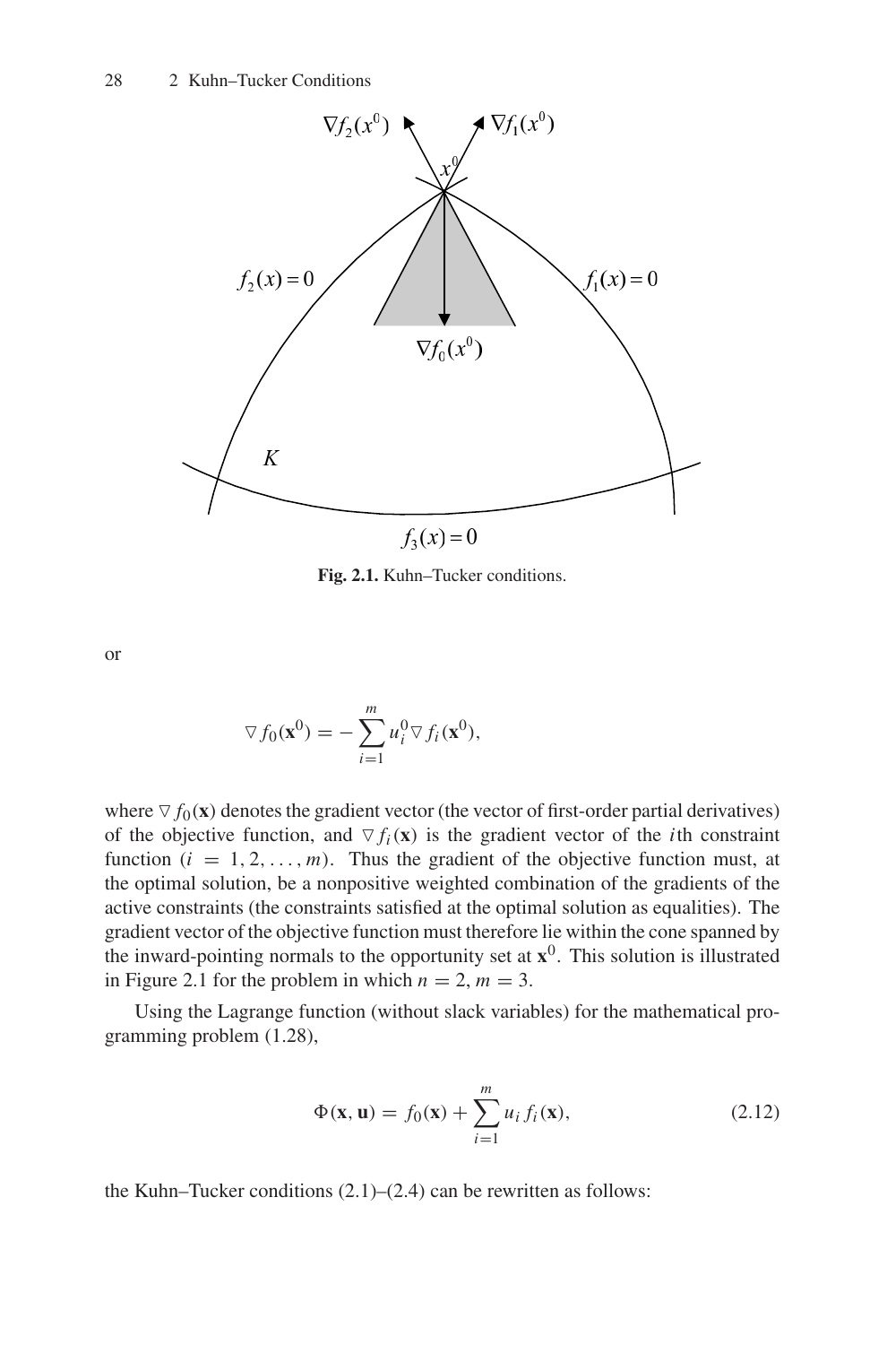Fig. 2.1. Kuhn–Tucker conditions.

or

$$\nabla f_0(\mathbf{x}^0) = -\sum_{i=1}^{m} u_i^0 \nabla f_i(\mathbf{x}^0),$$

where $\nabla f_0(\mathbf{x})$ denotes the gradient vector (the vector of first-order partial derivatives) of the objective function, and $\nabla f_i(\mathbf{x})$ is the gradient vector of the $i$th constraint function ($i = 1, 2, \ldots, m$). Thus the gradient of the objective function must, at the optimal solution, be a nonpositive weighted combination of the gradients of the active constraints (the constraints satisfied at the optimal solution as equalities). The gradient vector of the objective function must therefore lie within the cone spanned by the inward-pointing normals to the opportunity set at $\mathbf{x}^0$. This solution is illustrated in Figure 2.1 for the problem in which $n = 2$, $m = 3$.

Using the Lagrange function (without slack variables) for the mathematical programming problem (1.28),

$$\Phi(\mathbf{x}, \mathbf{u}) = f_0(\mathbf{x}) + \sum_{i=1}^{m} u_i f_i(\mathbf{x}), \tag{2.12}$$

the Kuhn–Tucker conditions (2.1)–(2.4) can be rewritten as follows: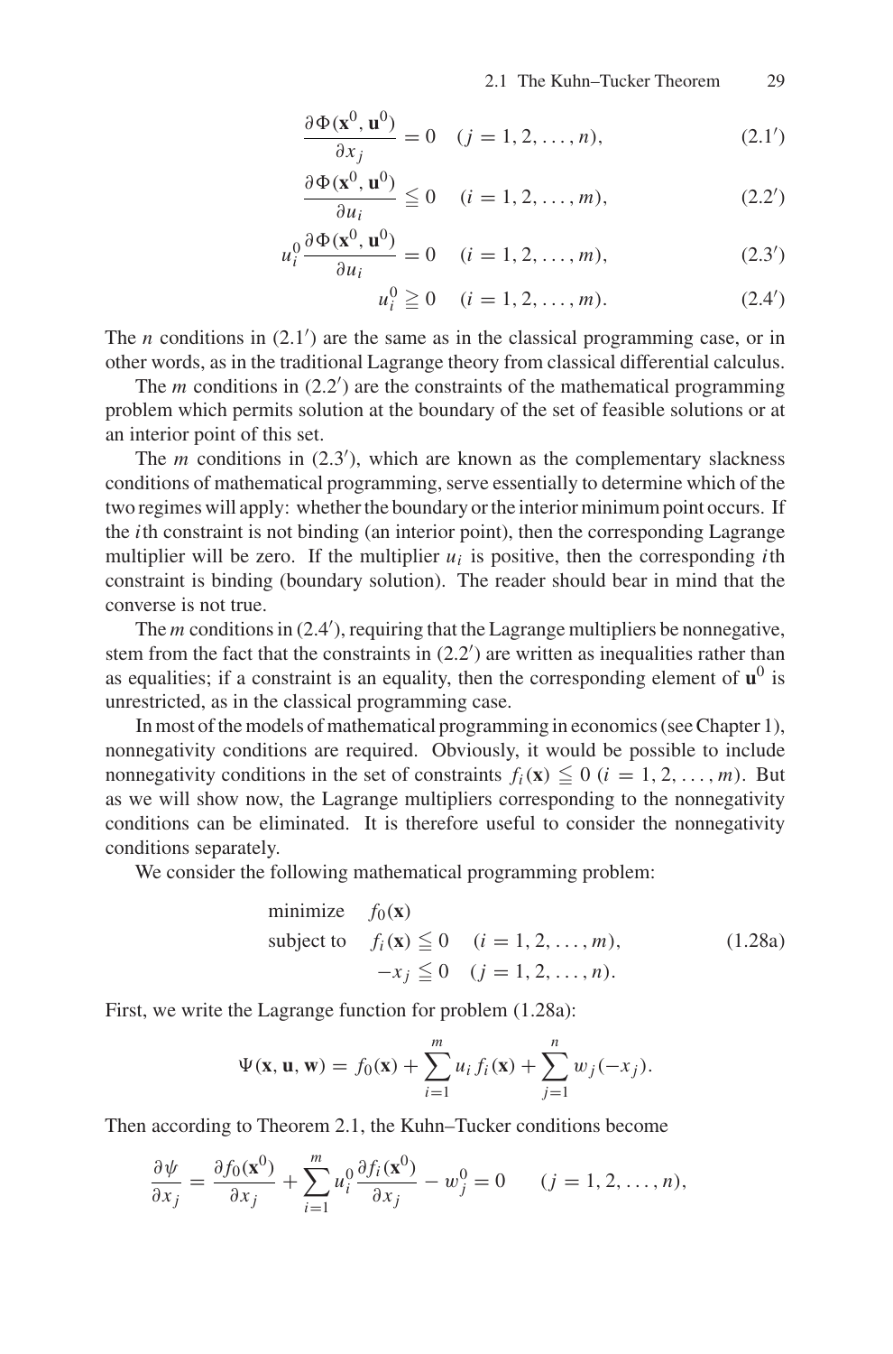$$\frac{\partial \Phi(\mathbf{x}^0, \mathbf{u}^0)}{\partial x_j} = 0 \quad (j = 1, 2, \ldots, n), \tag{2.1$'$}$$

$$\frac{\partial \Phi(\mathbf{x}^0, \mathbf{u}^0)}{\partial u_i} \leqq 0 \quad (i = 1, 2, \ldots, m), \tag{2.2$'$}$$

$$u_i^0 \frac{\partial \Phi(\mathbf{x}^0, \mathbf{u}^0)}{\partial u_i} = 0 \quad (i = 1, 2, \ldots, m), \tag{2.3$'$}$$

$$u_i^0 \geqq 0 \quad (i = 1, 2, \ldots, m). \tag{2.4$'$}$$

The $n$ conditions in (2.1′) are the same as in the classical programming case, or in other words, as in the traditional Lagrange theory from classical differential calculus.

The $m$ conditions in (2.2′) are the constraints of the mathematical programming problem which permits solution at the boundary of the set of feasible solutions or at an interior point of this set.

The $m$ conditions in (2.3′), which are known as the complementary slackness conditions of mathematical programming, serve essentially to determine which of the two regimes will apply: whether the boundary or the interior minimum point occurs. If the $i$th constraint is not binding (an interior point), then the corresponding Lagrange multiplier will be zero. If the multiplier $u_i$ is positive, then the corresponding $i$th constraint is binding (boundary solution). The reader should bear in mind that the converse is not true.

The $m$ conditions in (2.4′), requiring that the Lagrange multipliers be nonnegative, stem from the fact that the constraints in (2.2′) are written as inequalities rather than as equalities; if a constraint is an equality, then the corresponding element of $\mathbf{u}^0$ is unrestricted, as in the classical programming case.

In most of the models of mathematical programming in economics (see Chapter 1), nonnegativity conditions are required. Obviously, it would be possible to include nonnegativity conditions in the set of constraints $f_i(\mathbf{x}) \leqq 0$ $(i = 1, 2, \ldots, m)$. But as we will show now, the Lagrange multipliers corresponding to the nonnegativity conditions can be eliminated. It is therefore useful to consider the nonnegativity conditions separately.

We consider the following mathematical programming problem:

$$\begin{aligned}
\text{minimize} \quad & f_0(\mathbf{x}) \\
\text{subject to} \quad & f_i(\mathbf{x}) \leqq 0 \quad (i = 1, 2, \ldots, m), \\
& -x_j \leqq 0 \quad (j = 1, 2, \ldots, n).
\end{aligned} \tag{1.28a}$$

First, we write the Lagrange function for problem (1.28a):

$$\Psi(\mathbf{x}, \mathbf{u}, \mathbf{w}) = f_0(\mathbf{x}) + \sum_{i=1}^{m} u_i f_i(\mathbf{x}) + \sum_{j=1}^{n} w_j(-x_j).$$

Then according to Theorem 2.1, the Kuhn–Tucker conditions become

$$\frac{\partial \psi}{\partial x_j} = \frac{\partial f_0(\mathbf{x}^0)}{\partial x_j} + \sum_{i=1}^{m} u_i^0 \frac{\partial f_i(\mathbf{x}^0)}{\partial x_j} - w_j^0 = 0 \qquad (j = 1, 2, \ldots, n),$$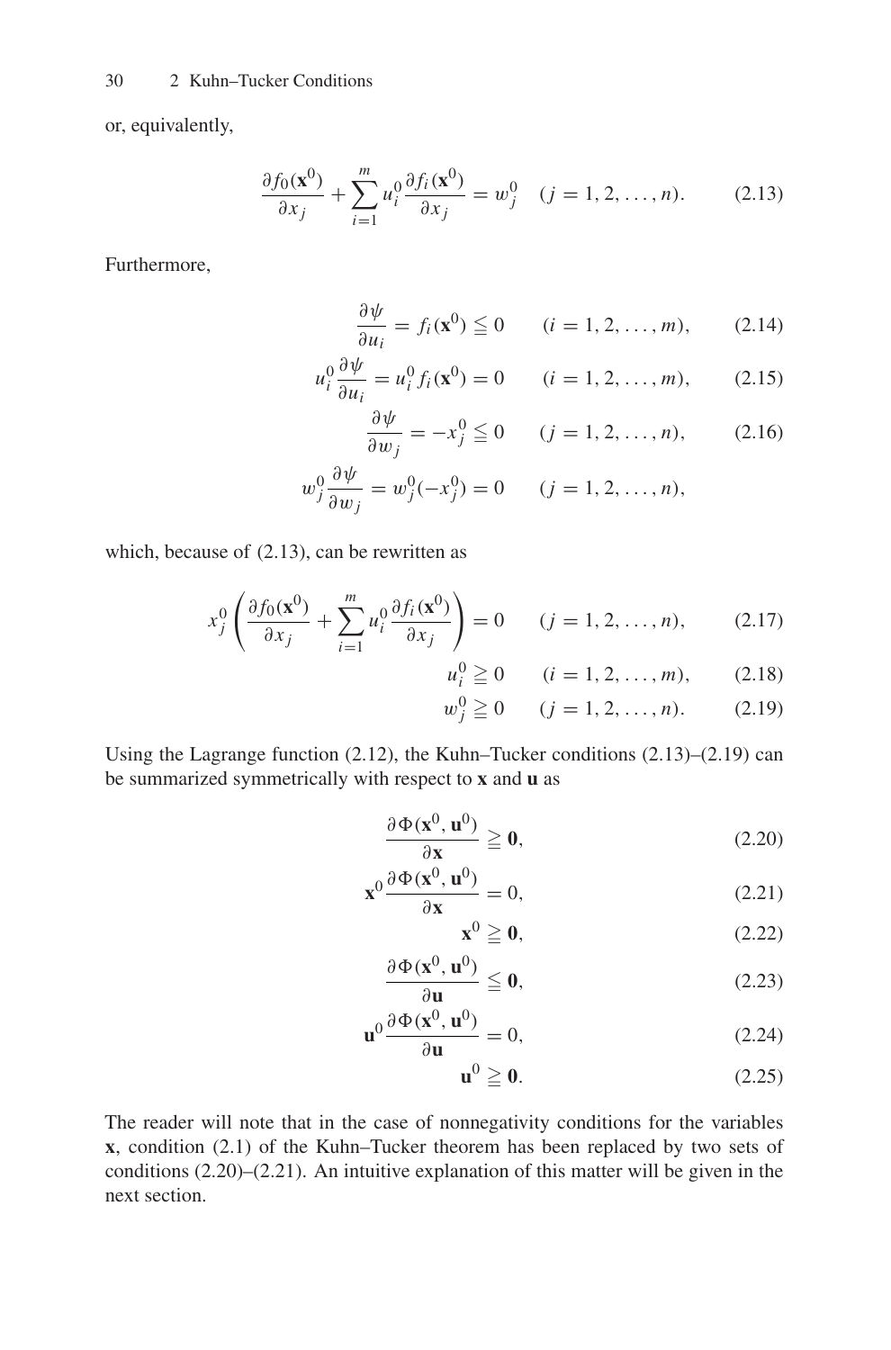or, equivalently,

$$\frac{\partial f_0(\mathbf{x}^0)}{\partial x_j} + \sum_{i=1}^{m} u_i^0 \frac{\partial f_i(\mathbf{x}^0)}{\partial x_j} = w_j^0 \quad (j = 1, 2, \ldots, n). \tag{2.13}$$

Furthermore,

$$\frac{\partial \psi}{\partial u_i} = f_i(\mathbf{x}^0) \leqq 0 \qquad (i = 1, 2, \ldots, m), \tag{2.14}$$

$$u_i^0 \frac{\partial \psi}{\partial u_i} = u_i^0 f_i(\mathbf{x}^0) = 0 \qquad (i = 1, 2, \ldots, m), \tag{2.15}$$

$$\frac{\partial \psi}{\partial w_j} = -x_j^0 \leqq 0 \qquad (j = 1, 2, \ldots, n), \tag{2.16}$$

$$w_j^0 \frac{\partial \psi}{\partial w_j} = w_j^0(-x_j^0) = 0 \qquad (j = 1, 2, \ldots, n),$$

which, because of (2.13), can be rewritten as

$$x_j^0 \left( \frac{\partial f_0(\mathbf{x}^0)}{\partial x_j} + \sum_{i=1}^{m} u_i^0 \frac{\partial f_i(\mathbf{x}^0)}{\partial x_j} \right) = 0 \qquad (j = 1, 2, \ldots, n), \tag{2.17}$$

$$u_i^0 \geqq 0 \qquad (i = 1, 2, \ldots, m), \tag{2.18}$$

$$w_j^0 \geqq 0 \qquad (j = 1, 2, \ldots, n). \tag{2.19}$$

Using the Lagrange function (2.12), the Kuhn–Tucker conditions (2.13)–(2.19) can be summarized symmetrically with respect to **x** and **u** as

$$\frac{\partial \Phi(\mathbf{x}^0, \mathbf{u}^0)}{\partial \mathbf{x}} \geqq \mathbf{0}, \tag{2.20}$$

$$\mathbf{x}^0 \frac{\partial \Phi(\mathbf{x}^0, \mathbf{u}^0)}{\partial \mathbf{x}} = 0, \tag{2.21}$$

$$\mathbf{x}^0 \geqq \mathbf{0}, \tag{2.22}$$

$$\frac{\partial \Phi(\mathbf{x}^0, \mathbf{u}^0)}{\partial \mathbf{u}} \leqq \mathbf{0}, \tag{2.23}$$

$$\mathbf{u}^0 \frac{\partial \Phi(\mathbf{x}^0, \mathbf{u}^0)}{\partial \mathbf{u}} = 0, \tag{2.24}$$

$$\mathbf{u}^0 \geqq \mathbf{0}. \tag{2.25}$$

The reader will note that in the case of nonnegativity conditions for the variables **x**, condition (2.1) of the Kuhn–Tucker theorem has been replaced by two sets of conditions (2.20)–(2.21). An intuitive explanation of this matter will be given in the next section.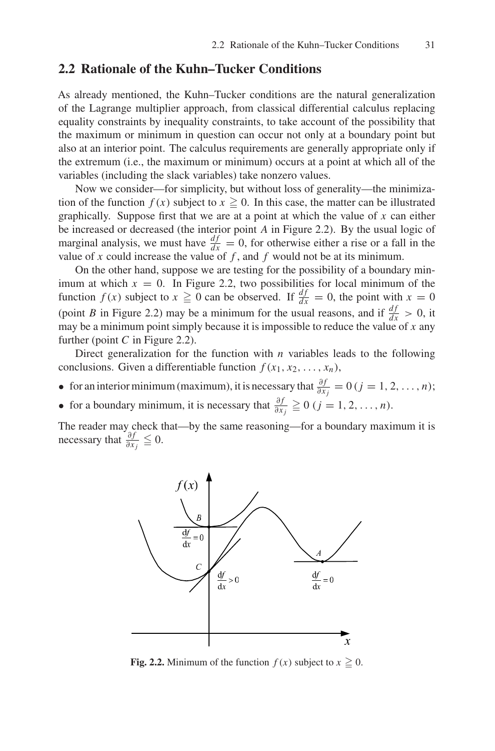## 2.2 Rationale of the Kuhn–Tucker Conditions

As already mentioned, the Kuhn–Tucker conditions are the natural generalization of the Lagrange multiplier approach, from classical differential calculus replacing equality constraints by inequality constraints, to take account of the possibility that the maximum or minimum in question can occur not only at a boundary point but also at an interior point. The calculus requirements are generally appropriate only if the extremum (i.e., the maximum or minimum) occurs at a point at which all of the variables (including the slack variables) take nonzero values.

Now we consider—for simplicity, but without loss of generality—the minimization of the function $f(x)$ subject to $x \geqq 0$. In this case, the matter can be illustrated graphically. Suppose first that we are at a point at which the value of $x$ can either be increased or decreased (the interior point $A$ in Figure 2.2). By the usual logic of marginal analysis, we must have $\frac{df}{dx} = 0$, for otherwise either a rise or a fall in the value of $x$ could increase the value of $f$, and $f$ would not be at its minimum.

On the other hand, suppose we are testing for the possibility of a boundary minimum at which $x = 0$. In Figure 2.2, two possibilities for local minimum of the function $f(x)$ subject to $x \geqq 0$ can be observed. If $\frac{df}{dx} = 0$, the point with $x = 0$ (point $B$ in Figure 2.2) may be a minimum for the usual reasons, and if $\frac{df}{dx} > 0$, it may be a minimum point simply because it is impossible to reduce the value of $x$ any further (point $C$ in Figure 2.2).

Direct generalization for the function with $n$ variables leads to the following conclusions. Given a differentiable function $f(x_1, x_2, \ldots, x_n)$,

- for an interior minimum (maximum), it is necessary that $\frac{\partial f}{\partial x_j} = 0 \, (j = 1, 2, \ldots, n)$;
- for a boundary minimum, it is necessary that $\frac{\partial f}{\partial x_j} \geqq 0 \, (j = 1, 2, \ldots, n)$.

The reader may check that—by the same reasoning—for a boundary maximum it is necessary that $\frac{\partial f}{\partial x_j} \leqq 0$.

**Fig. 2.2.** Minimum of the function $f(x)$ subject to $x \geqq 0$.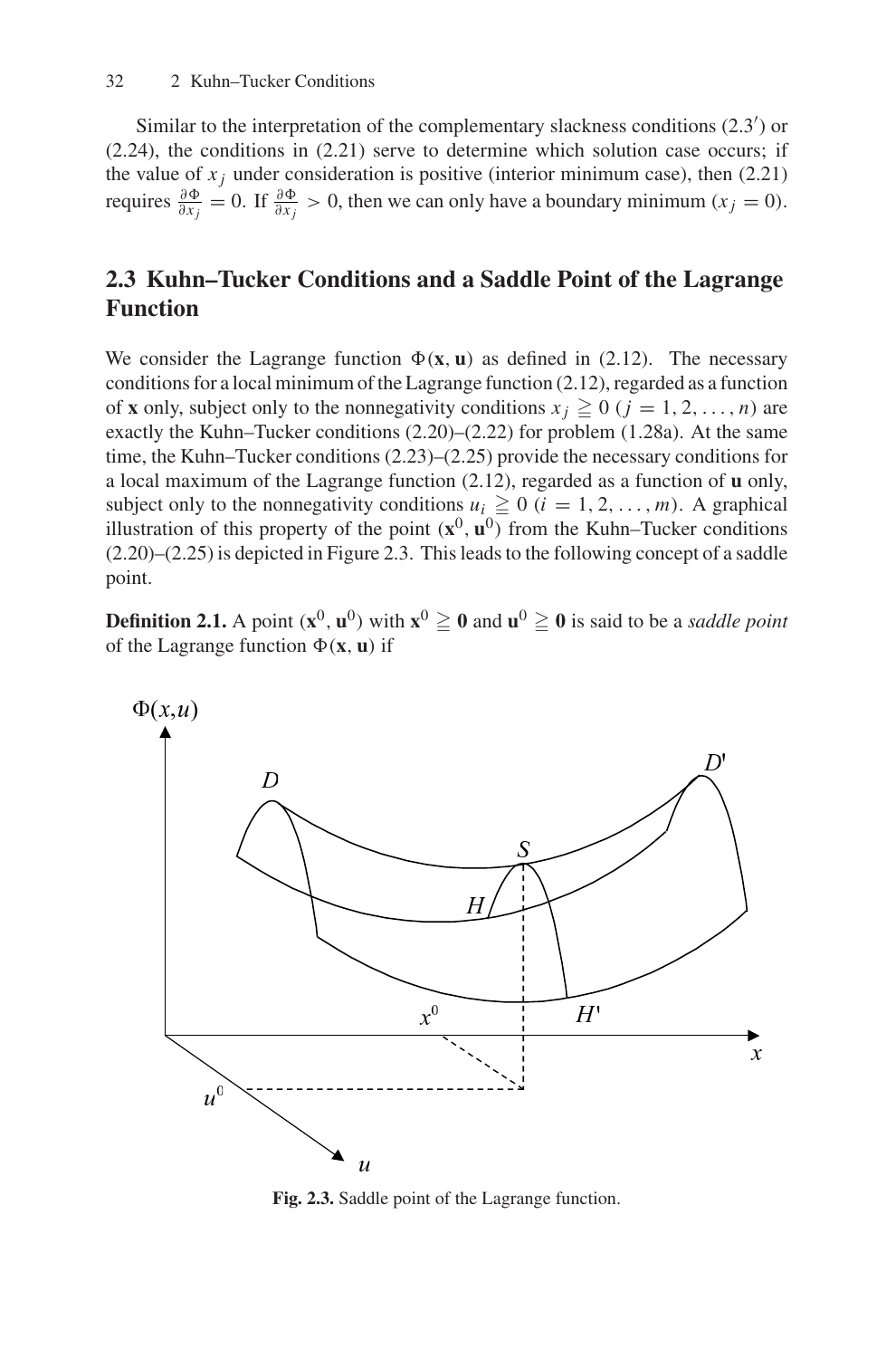Similar to the interpretation of the complementary slackness conditions (2.3′) or (2.24), the conditions in (2.21) serve to determine which solution case occurs; if the value of $x_j$ under consideration is positive (interior minimum case), then (2.21) requires $\frac{\partial \Phi}{\partial x_j} = 0$. If $\frac{\partial \Phi}{\partial x_j} > 0$, then we can only have a boundary minimum ($x_j = 0$).

## 2.3 Kuhn–Tucker Conditions and a Saddle Point of the Lagrange Function

We consider the Lagrange function $\Phi(\mathbf{x}, \mathbf{u})$ as defined in (2.12). The necessary conditions for a local minimum of the Lagrange function (2.12), regarded as a function of $\mathbf{x}$ only, subject only to the nonnegativity conditions $x_j \geqq 0$ $(j = 1, 2, \ldots, n)$ are exactly the Kuhn–Tucker conditions (2.20)–(2.22) for problem (1.28a). At the same time, the Kuhn–Tucker conditions (2.23)–(2.25) provide the necessary conditions for a local maximum of the Lagrange function (2.12), regarded as a function of $\mathbf{u}$ only, subject only to the nonnegativity conditions $u_i \geqq 0$ $(i = 1, 2, \ldots, m)$. A graphical illustration of this property of the point $(\mathbf{x}^0, \mathbf{u}^0)$ from the Kuhn–Tucker conditions (2.20)–(2.25) is depicted in Figure 2.3. This leads to the following concept of a saddle point.

**Definition 2.1.** A point $(\mathbf{x}^0, \mathbf{u}^0)$ with $\mathbf{x}^0 \geqq \mathbf{0}$ and $\mathbf{u}^0 \geqq \mathbf{0}$ is said to be a *saddle point* of the Lagrange function $\Phi(\mathbf{x}, \mathbf{u})$ if

**Fig. 2.3.** Saddle point of the Lagrange function.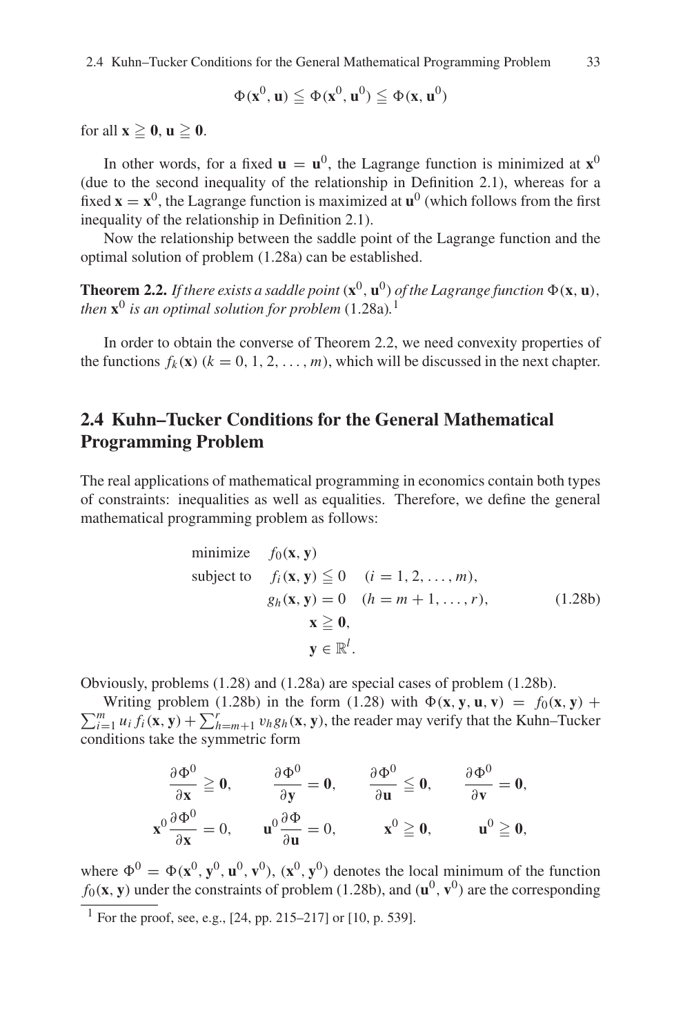$$\Phi(\mathbf{x}^0, \mathbf{u}) \leqq \Phi(\mathbf{x}^0, \mathbf{u}^0) \leqq \Phi(\mathbf{x}, \mathbf{u}^0)$$

for all $\mathbf{x} \geqq \mathbf{0}$, $\mathbf{u} \geqq \mathbf{0}$.

In other words, for a fixed $\mathbf{u} = \mathbf{u}^0$, the Lagrange function is minimized at $\mathbf{x}^0$ (due to the second inequality of the relationship in Definition 2.1), whereas for a fixed $\mathbf{x} = \mathbf{x}^0$, the Lagrange function is maximized at $\mathbf{u}^0$ (which follows from the first inequality of the relationship in Definition 2.1).

Now the relationship between the saddle point of the Lagrange function and the optimal solution of problem (1.28a) can be established.

**Theorem 2.2.** *If there exists a saddle point* $(\mathbf{x}^0, \mathbf{u}^0)$ *of the Lagrange function* $\Phi(\mathbf{x}, \mathbf{u})$, *then* $\mathbf{x}^0$ *is an optimal solution for problem* (1.28a).[1]

In order to obtain the converse of Theorem 2.2, we need convexity properties of the functions $f_k(\mathbf{x})$ $(k = 0, 1, 2, \ldots, m)$, which will be discussed in the next chapter.

## 2.4 Kuhn–Tucker Conditions for the General Mathematical Programming Problem

The real applications of mathematical programming in economics contain both types of constraints: inequalities as well as equalities. Therefore, we define the general mathematical programming problem as follows:

$$\begin{aligned}
\text{minimize} \quad & f_0(\mathbf{x}, \mathbf{y}) \\
\text{subject to} \quad & f_i(\mathbf{x}, \mathbf{y}) \leqq 0 \quad (i = 1, 2, \ldots, m), \\
& g_h(\mathbf{x}, \mathbf{y}) = 0 \quad (h = m+1, \ldots, r), \\
& \mathbf{x} \geqq \mathbf{0}, \\
& \mathbf{y} \in \mathbb{R}^l.
\end{aligned} \tag{1.28b}$$

Obviously, problems (1.28) and (1.28a) are special cases of problem (1.28b).

Writing problem (1.28b) in the form (1.28) with $\Phi(\mathbf{x}, \mathbf{y}, \mathbf{u}, \mathbf{v}) = f_0(\mathbf{x}, \mathbf{y}) + \sum_{i=1}^{m} u_i f_i(\mathbf{x}, \mathbf{y}) + \sum_{h=m+1}^{r} v_h g_h(\mathbf{x}, \mathbf{y})$, the reader may verify that the Kuhn–Tucker conditions take the symmetric form

$$\begin{aligned}
&\frac{\partial \Phi^0}{\partial \mathbf{x}} \geqq \mathbf{0}, \qquad \frac{\partial \Phi^0}{\partial \mathbf{y}} = \mathbf{0}, \qquad \frac{\partial \Phi^0}{\partial \mathbf{u}} \leqq \mathbf{0}, \qquad \frac{\partial \Phi^0}{\partial \mathbf{v}} = \mathbf{0}, \\
&\mathbf{x}^0 \frac{\partial \Phi^0}{\partial \mathbf{x}} = 0, \qquad \mathbf{u}^0 \frac{\partial \Phi}{\partial \mathbf{u}} = 0, \qquad \mathbf{x}^0 \geqq \mathbf{0}, \qquad \mathbf{u}^0 \geqq \mathbf{0},
\end{aligned}$$

where $\Phi^0 = \Phi(\mathbf{x}^0, \mathbf{y}^0, \mathbf{u}^0, \mathbf{v}^0)$, $(\mathbf{x}^0, \mathbf{y}^0)$ denotes the local minimum of the function $f_0(\mathbf{x}, \mathbf{y})$ under the constraints of problem (1.28b), and $(\mathbf{u}^0, \mathbf{v}^0)$ are the corresponding

[1] For the proof, see, e.g., [24, pp. 215–217] or [10, p. 539].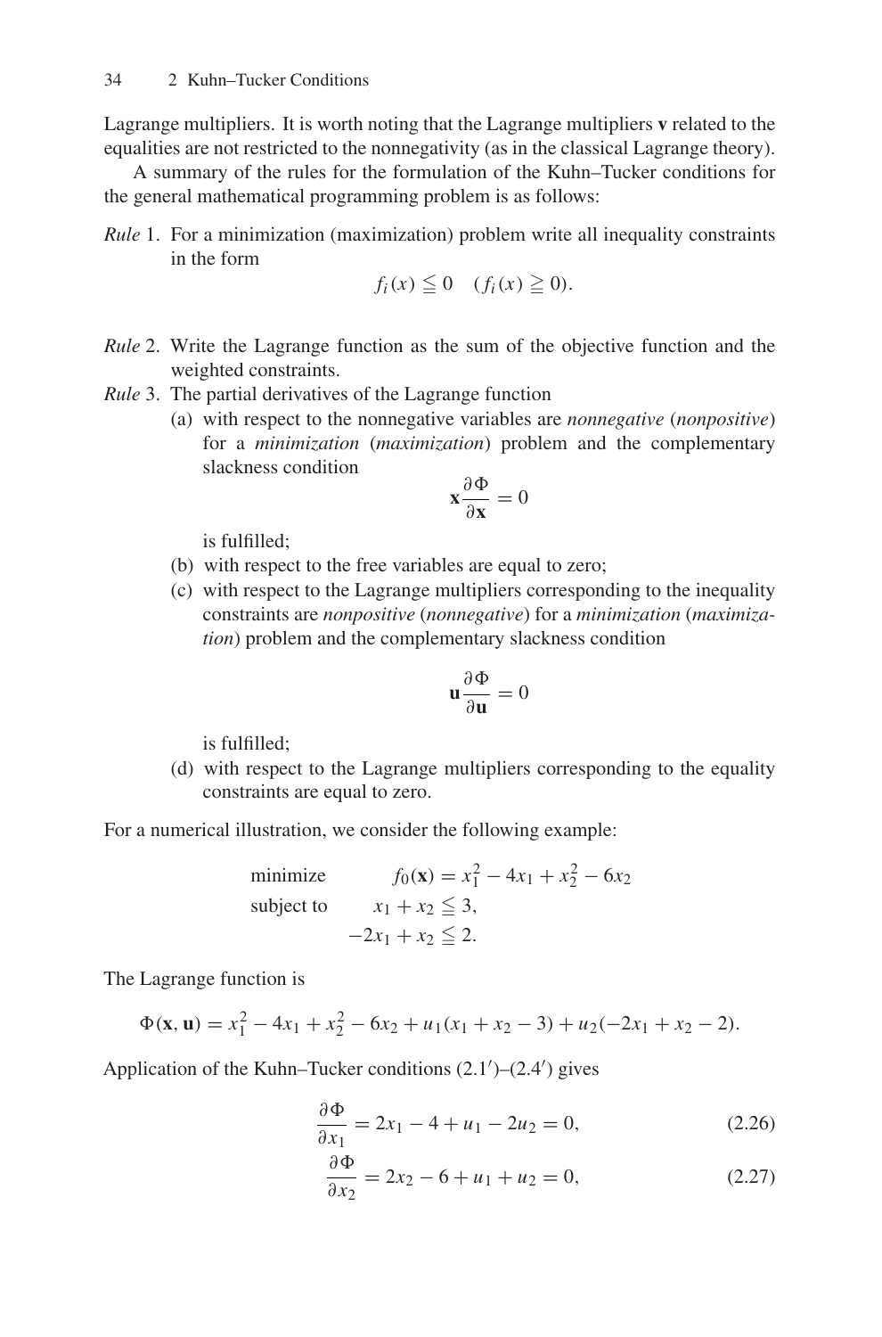Lagrange multipliers. It is worth noting that the Lagrange multipliers **v** related to the equalities are not restricted to the nonnegativity (as in the classical Lagrange theory).

A summary of the rules for the formulation of the Kuhn–Tucker conditions for the general mathematical programming problem is as follows:

*Rule* 1. For a minimization (maximization) problem write all inequality constraints in the form

$$f_i(x) \leqq 0 \quad (f_i(x) \geqq 0).$$

*Rule* 2. Write the Lagrange function as the sum of the objective function and the weighted constraints.

*Rule* 3. The partial derivatives of the Lagrange function

(a) with respect to the nonnegative variables are *nonnegative* (*nonpositive*) for a *minimization* (*maximization*) problem and the complementary slackness condition

$$\mathbf{x}\frac{\partial \Phi}{\partial \mathbf{x}} = 0$$

is fulfilled;

(b) with respect to the free variables are equal to zero;

(c) with respect to the Lagrange multipliers corresponding to the inequality constraints are *nonpositive* (*nonnegative*) for a *minimization* (*maximization*) problem and the complementary slackness condition

$$\mathbf{u}\frac{\partial \Phi}{\partial \mathbf{u}} = 0$$

is fulfilled;

(d) with respect to the Lagrange multipliers corresponding to the equality constraints are equal to zero.

For a numerical illustration, we consider the following example:

$$\begin{aligned} \text{minimize} \qquad & f_0(\mathbf{x}) = x_1^2 - 4x_1 + x_2^2 - 6x_2 \\ \text{subject to} \qquad & x_1 + x_2 \leqq 3, \\ & -2x_1 + x_2 \leqq 2. \end{aligned}$$

The Lagrange function is

$$\Phi(\mathbf{x}, \mathbf{u}) = x_1^2 - 4x_1 + x_2^2 - 6x_2 + u_1(x_1 + x_2 - 3) + u_2(-2x_1 + x_2 - 2).$$

Application of the Kuhn–Tucker conditions (2.1′)–(2.4′) gives

$$\frac{\partial \Phi}{\partial x_1} = 2x_1 - 4 + u_1 - 2u_2 = 0, \tag{2.26}$$

$$\frac{\partial \Phi}{\partial x_2} = 2x_2 - 6 + u_1 + u_2 = 0, \tag{2.27}$$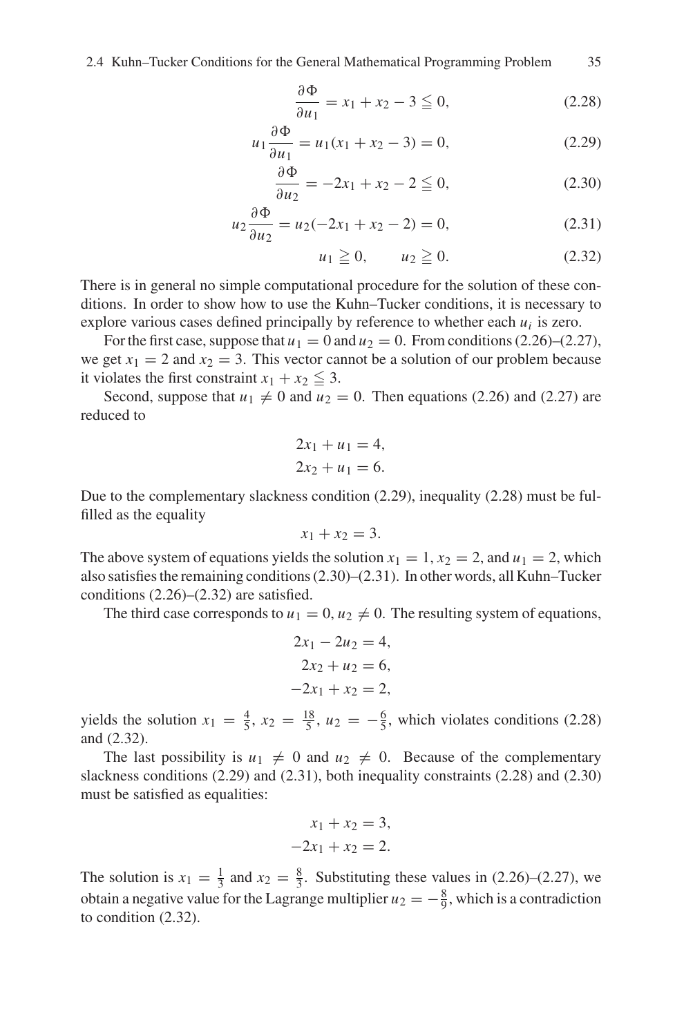$$\frac{\partial \Phi}{\partial u_1} = x_1 + x_2 - 3 \leqq 0, \tag{2.28}$$

$$u_1 \frac{\partial \Phi}{\partial u_1} = u_1(x_1 + x_2 - 3) = 0, \tag{2.29}$$

$$\frac{\partial \Phi}{\partial u_2} = -2x_1 + x_2 - 2 \leqq 0, \tag{2.30}$$

$$u_2 \frac{\partial \Phi}{\partial u_2} = u_2(-2x_1 + x_2 - 2) = 0, \tag{2.31}$$

$$u_1 \geqq 0, \qquad u_2 \geqq 0. \tag{2.32}$$

There is in general no simple computational procedure for the solution of these conditions. In order to show how to use the Kuhn–Tucker conditions, it is necessary to explore various cases defined principally by reference to whether each $u_i$ is zero.

For the first case, suppose that $u_1 = 0$ and $u_2 = 0$. From conditions (2.26)–(2.27), we get $x_1 = 2$ and $x_2 = 3$. This vector cannot be a solution of our problem because it violates the first constraint $x_1 + x_2 \leqq 3$.

Second, suppose that $u_1 \neq 0$ and $u_2 = 0$. Then equations (2.26) and (2.27) are reduced to

$$2x_1 + u_1 = 4,$$
$$2x_2 + u_1 = 6.$$

Due to the complementary slackness condition (2.29), inequality (2.28) must be fulfilled as the equality

$$x_1 + x_2 = 3.$$

The above system of equations yields the solution $x_1 = 1$, $x_2 = 2$, and $u_1 = 2$, which also satisfies the remaining conditions (2.30)–(2.31). In other words, all Kuhn–Tucker conditions (2.26)–(2.32) are satisfied.

The third case corresponds to $u_1 = 0$, $u_2 \neq 0$. The resulting system of equations,

$$2x_1 - 2u_2 = 4,$$
$$2x_2 + u_2 = 6,$$
$$-2x_1 + x_2 = 2,$$

yields the solution $x_1 = \frac{4}{5}$, $x_2 = \frac{18}{5}$, $u_2 = -\frac{6}{5}$, which violates conditions (2.28) and (2.32).

The last possibility is $u_1 \neq 0$ and $u_2 \neq 0$. Because of the complementary slackness conditions (2.29) and (2.31), both inequality constraints (2.28) and (2.30) must be satisfied as equalities:

$$x_1 + x_2 = 3,$$
$$-2x_1 + x_2 = 2.$$

The solution is $x_1 = \frac{1}{3}$ and $x_2 = \frac{8}{3}$. Substituting these values in (2.26)–(2.27), we obtain a negative value for the Lagrange multiplier $u_2 = -\frac{8}{9}$, which is a contradiction to condition (2.32).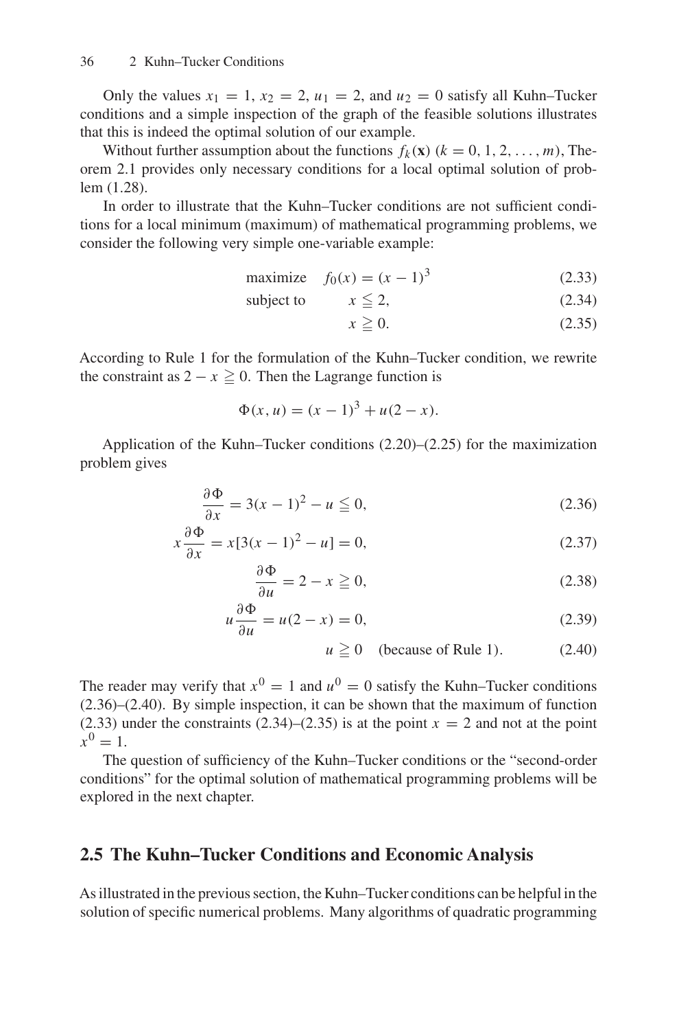Only the values $x_1 = 1$, $x_2 = 2$, $u_1 = 2$, and $u_2 = 0$ satisfy all Kuhn–Tucker conditions and a simple inspection of the graph of the feasible solutions illustrates that this is indeed the optimal solution of our example.

Without further assumption about the functions $f_k(\mathbf{x})$ $(k = 0, 1, 2, \ldots, m)$, Theorem 2.1 provides only necessary conditions for a local optimal solution of problem (1.28).

In order to illustrate that the Kuhn–Tucker conditions are not sufficient conditions for a local minimum (maximum) of mathematical programming problems, we consider the following very simple one-variable example:

$$\text{maximize} \quad f_0(x) = (x-1)^3 \tag{2.33}$$

$$\text{subject to} \qquad x \leqq 2, \tag{2.34}$$

$$x \geqq 0. \tag{2.35}$$

According to Rule 1 for the formulation of the Kuhn–Tucker condition, we rewrite the constraint as $2 - x \geqq 0$. Then the Lagrange function is

$$\Phi(x, u) = (x-1)^3 + u(2-x).$$

Application of the Kuhn–Tucker conditions (2.20)–(2.25) for the maximization problem gives

$$\frac{\partial \Phi}{\partial x} = 3(x-1)^2 - u \leqq 0, \tag{2.36}$$

$$x\frac{\partial \Phi}{\partial x} = x[3(x-1)^2 - u] = 0, \tag{2.37}$$

$$\frac{\partial \Phi}{\partial u} = 2 - x \geqq 0, \tag{2.38}$$

$$u\frac{\partial \Phi}{\partial u} = u(2-x) = 0, \tag{2.39}$$

$$u \geqq 0 \quad \text{(because of Rule 1).} \tag{2.40}$$

The reader may verify that $x^0 = 1$ and $u^0 = 0$ satisfy the Kuhn–Tucker conditions (2.36)–(2.40). By simple inspection, it can be shown that the maximum of function (2.33) under the constraints (2.34)–(2.35) is at the point $x = 2$ and not at the point $x^0 = 1$.

The question of sufficiency of the Kuhn–Tucker conditions or the "second-order conditions" for the optimal solution of mathematical programming problems will be explored in the next chapter.

## 2.5 The Kuhn–Tucker Conditions and Economic Analysis

As illustrated in the previous section, the Kuhn–Tucker conditions can be helpful in the solution of specific numerical problems. Many algorithms of quadratic programming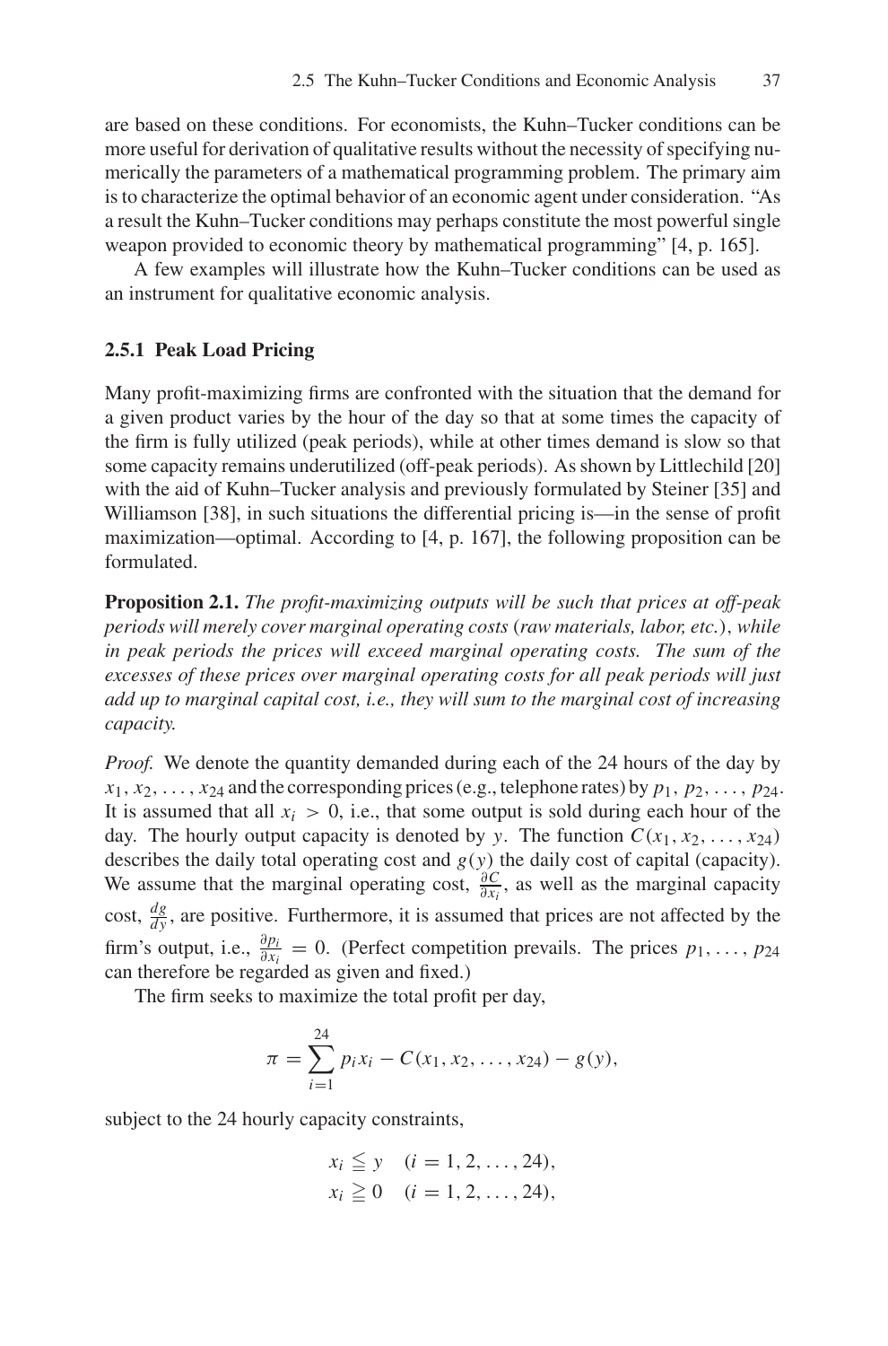are based on these conditions. For economists, the Kuhn–Tucker conditions can be more useful for derivation of qualitative results without the necessity of specifying numerically the parameters of a mathematical programming problem. The primary aim is to characterize the optimal behavior of an economic agent under consideration. "As a result the Kuhn–Tucker conditions may perhaps constitute the most powerful single weapon provided to economic theory by mathematical programming" [4, p. 165].

A few examples will illustrate how the Kuhn–Tucker conditions can be used as an instrument for qualitative economic analysis.

### 2.5.1 Peak Load Pricing

Many profit-maximizing firms are confronted with the situation that the demand for a given product varies by the hour of the day so that at some times the capacity of the firm is fully utilized (peak periods), while at other times demand is slow so that some capacity remains underutilized (off-peak periods). As shown by Littlechild [20] with the aid of Kuhn–Tucker analysis and previously formulated by Steiner [35] and Williamson [38], in such situations the differential pricing is—in the sense of profit maximization—optimal. According to [4, p. 167], the following proposition can be formulated.

**Proposition 2.1.** *The profit-maximizing outputs will be such that prices at off-peak periods will merely cover marginal operating costs* (*raw materials, labor, etc.*), *while in peak periods the prices will exceed marginal operating costs. The sum of the excesses of these prices over marginal operating costs for all peak periods will just add up to marginal capital cost, i.e., they will sum to the marginal cost of increasing capacity.*

*Proof.* We denote the quantity demanded during each of the 24 hours of the day by $x_1, x_2, \ldots, x_{24}$ and the corresponding prices (e.g., telephone rates) by $p_1, p_2, \ldots, p_{24}$. It is assumed that all $x_i > 0$, i.e., that some output is sold during each hour of the day. The hourly output capacity is denoted by $y$. The function $C(x_1, x_2, \ldots, x_{24})$ describes the daily total operating cost and $g(y)$ the daily cost of capital (capacity). We assume that the marginal operating cost, $\frac{\partial C}{\partial x_i}$, as well as the marginal capacity cost, $\frac{dg}{dy}$, are positive. Furthermore, it is assumed that prices are not affected by the firm's output, i.e., $\frac{\partial p_i}{\partial x_i} = 0$. (Perfect competition prevails. The prices $p_1, \ldots, p_{24}$ can therefore be regarded as given and fixed.)

The firm seeks to maximize the total profit per day,

$$\pi = \sum_{i=1}^{24} p_i x_i - C(x_1, x_2, \ldots, x_{24}) - g(y),$$

subject to the 24 hourly capacity constraints,

$$x_i \leqq y \quad (i = 1, 2, \ldots, 24),$$
$$x_i \geqq 0 \quad (i = 1, 2, \ldots, 24),$$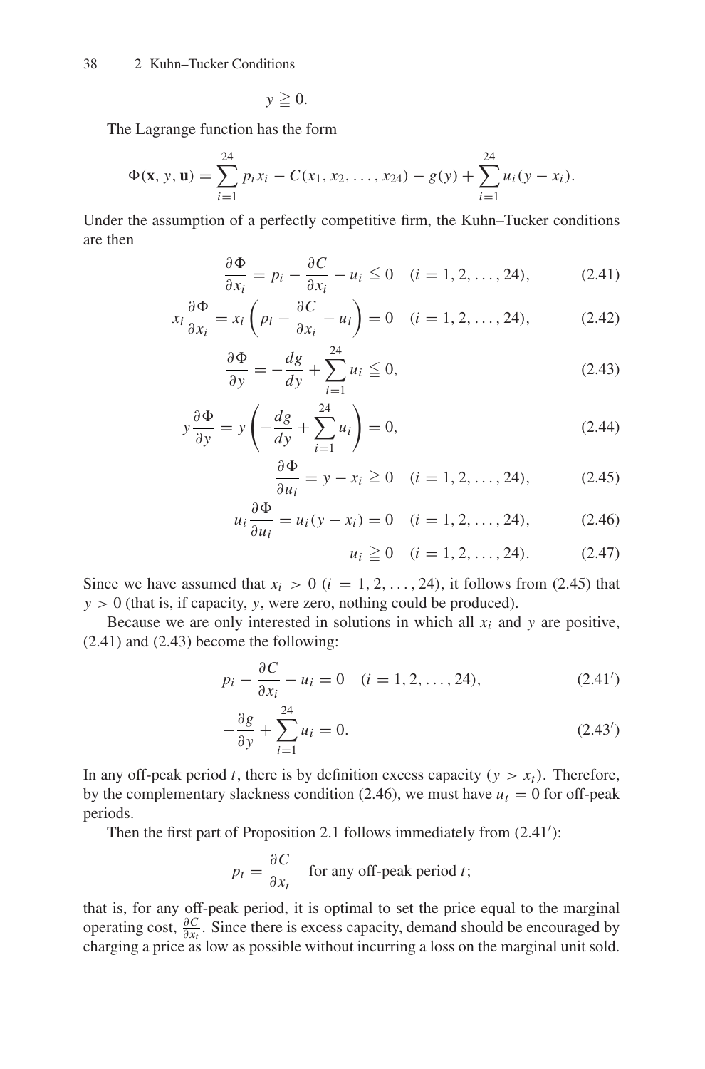$$y \geqq 0.$$

The Lagrange function has the form

$$\Phi(\mathbf{x}, y, \mathbf{u}) = \sum_{i=1}^{24} p_i x_i - C(x_1, x_2, \ldots, x_{24}) - g(y) + \sum_{i=1}^{24} u_i(y - x_i).$$

Under the assumption of a perfectly competitive firm, the Kuhn–Tucker conditions are then

$$\frac{\partial \Phi}{\partial x_i} = p_i - \frac{\partial C}{\partial x_i} - u_i \leqq 0 \quad (i = 1, 2, \ldots, 24), \tag{2.41}$$

$$x_i \frac{\partial \Phi}{\partial x_i} = x_i \left( p_i - \frac{\partial C}{\partial x_i} - u_i \right) = 0 \quad (i = 1, 2, \ldots, 24), \tag{2.42}$$

$$\frac{\partial \Phi}{\partial y} = -\frac{dg}{dy} + \sum_{i=1}^{24} u_i \leqq 0, \tag{2.43}$$

$$y \frac{\partial \Phi}{\partial y} = y \left( -\frac{dg}{dy} + \sum_{i=1}^{24} u_i \right) = 0, \tag{2.44}$$

$$\frac{\partial \Phi}{\partial u_i} = y - x_i \geqq 0 \quad (i = 1, 2, \ldots, 24), \tag{2.45}$$

$$u_i \frac{\partial \Phi}{\partial u_i} = u_i(y - x_i) = 0 \quad (i = 1, 2, \ldots, 24), \tag{2.46}$$

$$u_i \geqq 0 \quad (i = 1, 2, \ldots, 24). \tag{2.47}$$

Since we have assumed that $x_i > 0$ ($i = 1, 2, \ldots, 24$), it follows from (2.45) that $y > 0$ (that is, if capacity, $y$, were zero, nothing could be produced).

Because we are only interested in solutions in which all $x_i$ and $y$ are positive, (2.41) and (2.43) become the following:

$$p_i - \frac{\partial C}{\partial x_i} - u_i = 0 \quad (i = 1, 2, \ldots, 24), \tag{2.41$'$}$$

$$-\frac{\partial g}{\partial y} + \sum_{i=1}^{24} u_i = 0. \tag{2.43$'$}$$

In any off-peak period $t$, there is by definition excess capacity ($y > x_t$). Therefore, by the complementary slackness condition (2.46), we must have $u_t = 0$ for off-peak periods.

Then the first part of Proposition 2.1 follows immediately from (2.41$'$):

$$p_t = \frac{\partial C}{\partial x_t} \quad \text{for any off-peak period } t;$$

that is, for any off-peak period, it is optimal to set the price equal to the marginal operating cost, $\frac{\partial C}{\partial x_t}$. Since there is excess capacity, demand should be encouraged by charging a price as low as possible without incurring a loss on the marginal unit sold.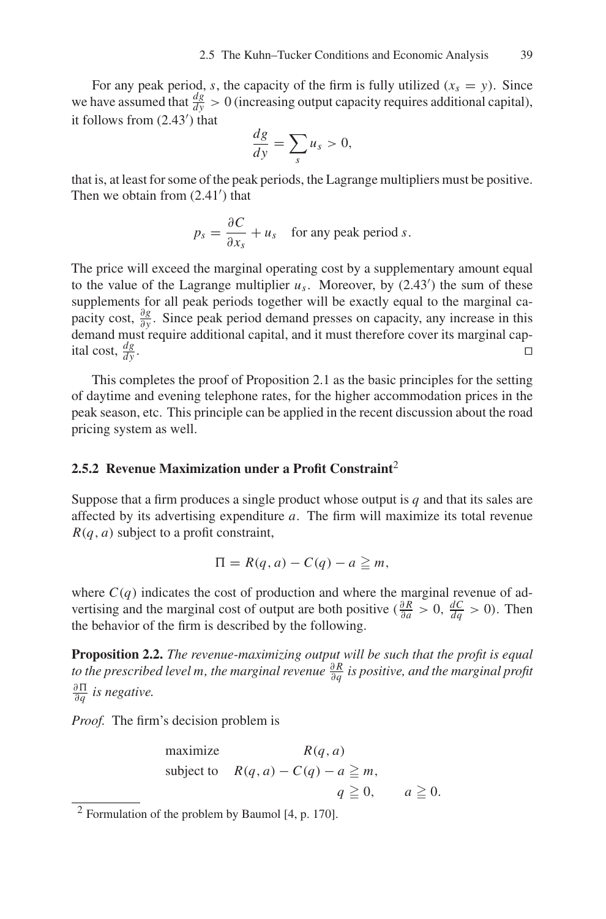For any peak period, $s$, the capacity of the firm is fully utilized ($x_s = y$). Since we have assumed that $\frac{dg}{dy} > 0$ (increasing output capacity requires additional capital), it follows from (2.43′) that

$$\frac{dg}{dy} = \sum_s u_s > 0,$$

that is, at least for some of the peak periods, the Lagrange multipliers must be positive. Then we obtain from (2.41′) that

$$p_s = \frac{\partial C}{\partial x_s} + u_s \quad \text{for any peak period } s.$$

The price will exceed the marginal operating cost by a supplementary amount equal to the value of the Lagrange multiplier $u_s$. Moreover, by (2.43′) the sum of these supplements for all peak periods together will be exactly equal to the marginal capacity cost, $\frac{\partial g}{\partial y}$. Since peak period demand presses on capacity, any increase in this demand must require additional capital, and it must therefore cover its marginal capital cost, $\frac{dg}{dy}$. □

This completes the proof of Proposition 2.1 as the basic principles for the setting of daytime and evening telephone rates, for the higher accommodation prices in the peak season, etc. This principle can be applied in the recent discussion about the road pricing system as well.

### 2.5.2 Revenue Maximization under a Profit Constraint[2]

Suppose that a firm produces a single product whose output is $q$ and that its sales are affected by its advertising expenditure $a$. The firm will maximize its total revenue $R(q, a)$ subject to a profit constraint,

$$\Pi = R(q, a) - C(q) - a \geqq m,$$

where $C(q)$ indicates the cost of production and where the marginal revenue of advertising and the marginal cost of output are both positive ($\frac{\partial R}{\partial a} > 0$, $\frac{dC}{dq} > 0$). Then the behavior of the firm is described by the following.

**Proposition 2.2.** *The revenue-maximizing output will be such that the profit is equal to the prescribed level m, the marginal revenue* $\frac{\partial R}{\partial q}$ *is positive, and the marginal profit* $\frac{\partial \Pi}{\partial q}$ *is negative.*

*Proof.* The firm's decision problem is

$$\begin{aligned}
&\text{maximize} && R(q, a) \\
&\text{subject to} && R(q, a) - C(q) - a \geqq m, \\
& && q \geqq 0, \qquad a \geqq 0.
\end{aligned}$$

[2] Formulation of the problem by Baumol [4, p. 170].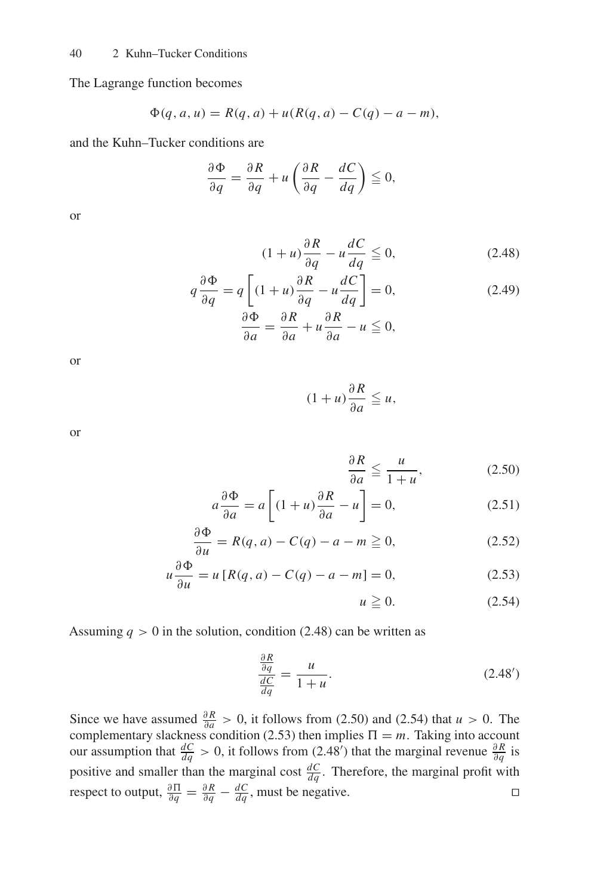The Lagrange function becomes

$$\Phi(q, a, u) = R(q, a) + u(R(q, a) - C(q) - a - m),$$

and the Kuhn–Tucker conditions are

$$\frac{\partial \Phi}{\partial q} = \frac{\partial R}{\partial q} + u\left(\frac{\partial R}{\partial q} - \frac{dC}{dq}\right) \leqq 0,$$

or

$$(1+u)\frac{\partial R}{\partial q} - u\frac{dC}{dq} \leqq 0, \tag{2.48}$$

$$q\frac{\partial \Phi}{\partial q} = q\left[(1+u)\frac{\partial R}{\partial q} - u\frac{dC}{dq}\right] = 0, \tag{2.49}$$

$$\frac{\partial \Phi}{\partial a} = \frac{\partial R}{\partial a} + u\frac{\partial R}{\partial a} - u \leqq 0,$$

or

$$(1+u)\frac{\partial R}{\partial a} \leqq u,$$

or

$$\frac{\partial R}{\partial a} \leqq \frac{u}{1+u}, \tag{2.50}$$

$$a\frac{\partial \Phi}{\partial a} = a\left[(1+u)\frac{\partial R}{\partial a} - u\right] = 0, \tag{2.51}$$

$$\frac{\partial \Phi}{\partial u} = R(q, a) - C(q) - a - m \geqq 0, \tag{2.52}$$

$$u\frac{\partial \Phi}{\partial u} = u\left[R(q, a) - C(q) - a - m\right] = 0, \tag{2.53}$$

$$u \geqq 0. \tag{2.54}$$

Assuming $q > 0$ in the solution, condition (2.48) can be written as

$$\frac{\frac{\partial R}{\partial q}}{\frac{dC}{dq}} = \frac{u}{1+u}. \tag{2.48'}$$

Since we have assumed $\frac{\partial R}{\partial a} > 0$, it follows from (2.50) and (2.54) that $u > 0$. The complementary slackness condition (2.53) then implies $\Pi = m$. Taking into account our assumption that $\frac{dC}{dq} > 0$, it follows from (2.48′) that the marginal revenue $\frac{\partial R}{\partial q}$ is positive and smaller than the marginal cost $\frac{dC}{dq}$. Therefore, the marginal profit with respect to output, $\frac{\partial \Pi}{\partial q} = \frac{\partial R}{\partial q} - \frac{dC}{dq}$, must be negative. □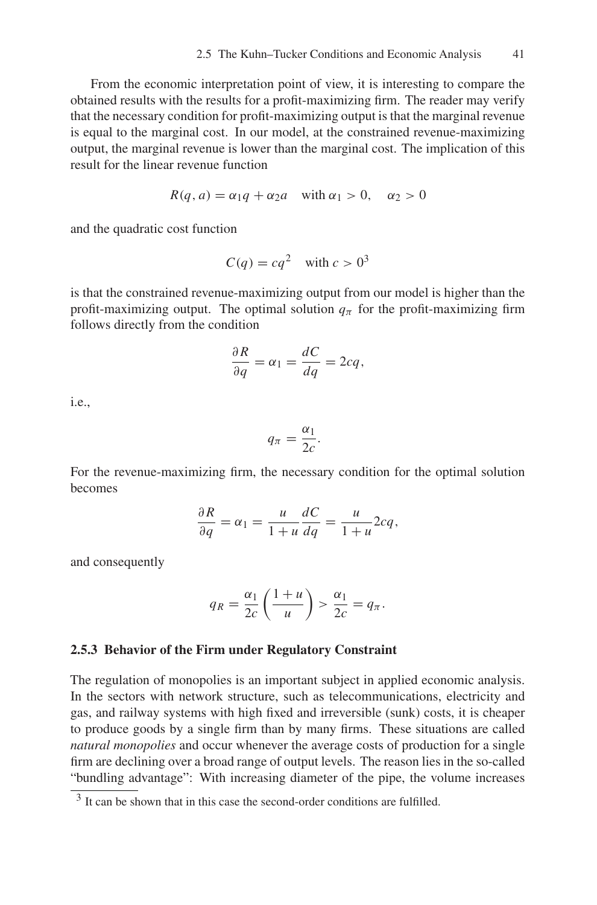From the economic interpretation point of view, it is interesting to compare the obtained results with the results for a profit-maximizing firm. The reader may verify that the necessary condition for profit-maximizing output is that the marginal revenue is equal to the marginal cost. In our model, at the constrained revenue-maximizing output, the marginal revenue is lower than the marginal cost. The implication of this result for the linear revenue function

$$R(q, a) = \alpha_1 q + \alpha_2 a \quad \text{with } \alpha_1 > 0, \quad \alpha_2 > 0$$

and the quadratic cost function

$$C(q) = cq^2 \quad \text{with } c > 0\text{[3]}$$

is that the constrained revenue-maximizing output from our model is higher than the profit-maximizing output. The optimal solution $q_\pi$ for the profit-maximizing firm follows directly from the condition

$$\frac{\partial R}{\partial q} = \alpha_1 = \frac{dC}{dq} = 2cq,$$

i.e.,

$$q_\pi = \frac{\alpha_1}{2c}.$$

For the revenue-maximizing firm, the necessary condition for the optimal solution becomes

$$\frac{\partial R}{\partial q} = \alpha_1 = \frac{u}{1+u}\frac{dC}{dq} = \frac{u}{1+u}2cq,$$

and consequently

$$q_R = \frac{\alpha_1}{2c}\left(\frac{1+u}{u}\right) > \frac{\alpha_1}{2c} = q_\pi.$$

### 2.5.3 Behavior of the Firm under Regulatory Constraint

The regulation of monopolies is an important subject in applied economic analysis. In the sectors with network structure, such as telecommunications, electricity and gas, and railway systems with high fixed and irreversible (sunk) costs, it is cheaper to produce goods by a single firm than by many firms. These situations are called *natural monopolies* and occur whenever the average costs of production for a single firm are declining over a broad range of output levels. The reason lies in the so-called "bundling advantage": With increasing diameter of the pipe, the volume increases

[3] It can be shown that in this case the second-order conditions are fulfilled.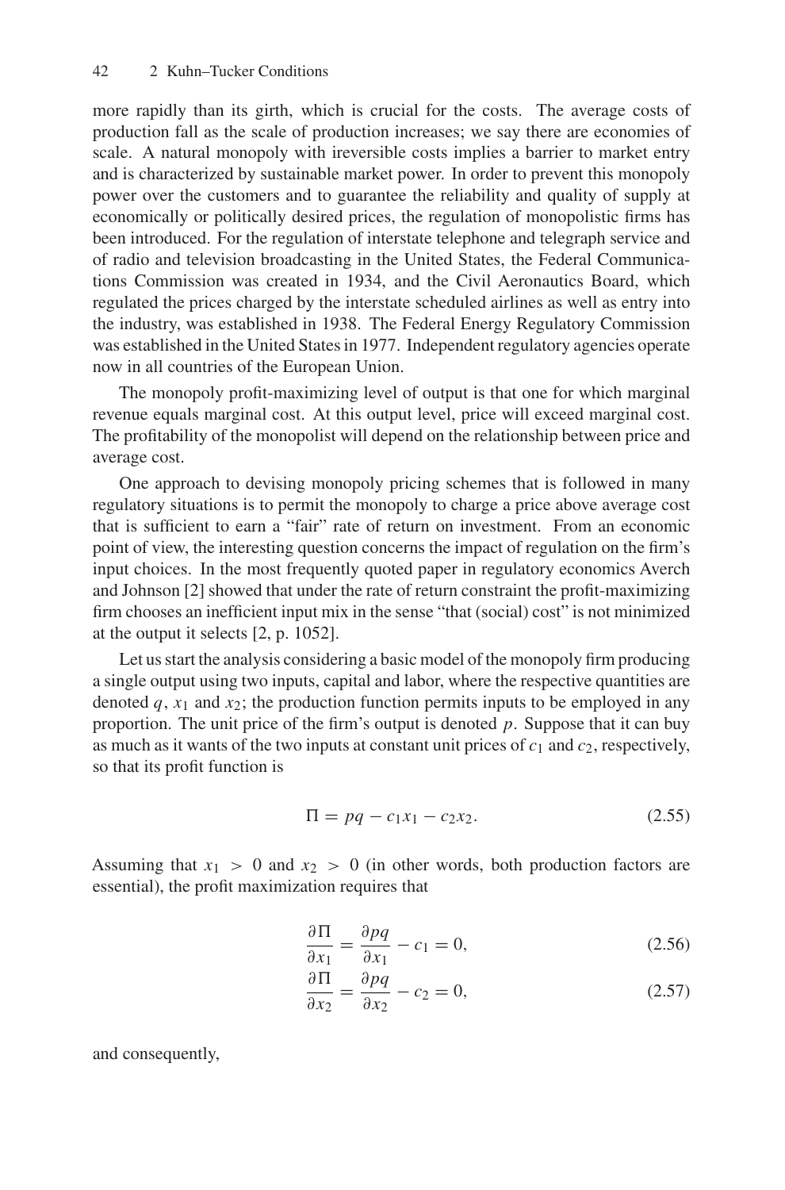more rapidly than its girth, which is crucial for the costs. The average costs of production fall as the scale of production increases; we say there are economies of scale. A natural monopoly with ireversible costs implies a barrier to market entry and is characterized by sustainable market power. In order to prevent this monopoly power over the customers and to guarantee the reliability and quality of supply at economically or politically desired prices, the regulation of monopolistic firms has been introduced. For the regulation of interstate telephone and telegraph service and of radio and television broadcasting in the United States, the Federal Communications Commission was created in 1934, and the Civil Aeronautics Board, which regulated the prices charged by the interstate scheduled airlines as well as entry into the industry, was established in 1938. The Federal Energy Regulatory Commission was established in the United States in 1977. Independent regulatory agencies operate now in all countries of the European Union.

The monopoly profit-maximizing level of output is that one for which marginal revenue equals marginal cost. At this output level, price will exceed marginal cost. The profitability of the monopolist will depend on the relationship between price and average cost.

One approach to devising monopoly pricing schemes that is followed in many regulatory situations is to permit the monopoly to charge a price above average cost that is sufficient to earn a "fair" rate of return on investment. From an economic point of view, the interesting question concerns the impact of regulation on the firm's input choices. In the most frequently quoted paper in regulatory economics Averch and Johnson [2] showed that under the rate of return constraint the profit-maximizing firm chooses an inefficient input mix in the sense "that (social) cost" is not minimized at the output it selects [2, p. 1052].

Let us start the analysis considering a basic model of the monopoly firm producing a single output using two inputs, capital and labor, where the respective quantities are denoted $q$, $x_1$ and $x_2$; the production function permits inputs to be employed in any proportion. The unit price of the firm's output is denoted $p$. Suppose that it can buy as much as it wants of the two inputs at constant unit prices of $c_1$ and $c_2$, respectively, so that its profit function is

$$\Pi = pq - c_1 x_1 - c_2 x_2. \tag{2.55}$$

Assuming that $x_1 > 0$ and $x_2 > 0$ (in other words, both production factors are essential), the profit maximization requires that

$$\frac{\partial \Pi}{\partial x_1} = \frac{\partial pq}{\partial x_1} - c_1 = 0, \tag{2.56}$$

$$\frac{\partial \Pi}{\partial x_2} = \frac{\partial pq}{\partial x_2} - c_2 = 0, \tag{2.57}$$

and consequently,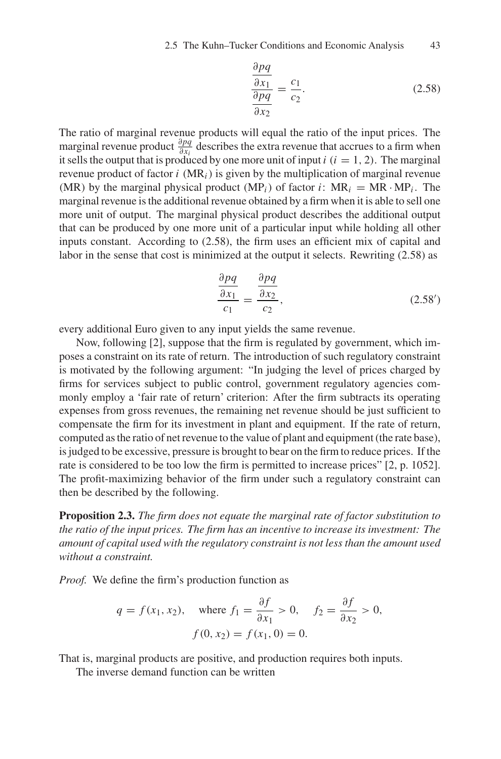$$\frac{\dfrac{\partial pq}{\partial x_1}}{\dfrac{\partial pq}{\partial x_2}} = \frac{c_1}{c_2}. \tag{2.58}$$

The ratio of marginal revenue products will equal the ratio of the input prices. The marginal revenue product $\frac{\partial pq}{\partial x_i}$ describes the extra revenue that accrues to a firm when it sells the output that is produced by one more unit of input $i$ $(i = 1, 2)$. The marginal revenue product of factor $i$ $(\text{MR}_i)$ is given by the multiplication of marginal revenue (MR) by the marginal physical product $(\text{MP}_i)$ of factor $i$: $\text{MR}_i = \text{MR} \cdot \text{MP}_i$. The marginal revenue is the additional revenue obtained by a firm when it is able to sell one more unit of output. The marginal physical product describes the additional output that can be produced by one more unit of a particular input while holding all other inputs constant. According to (2.58), the firm uses an efficient mix of capital and labor in the sense that cost is minimized at the output it selects. Rewriting (2.58) as

$$\frac{\dfrac{\partial pq}{\partial x_1}}{c_1} = \frac{\dfrac{\partial pq}{\partial x_2}}{c_2}, \tag{2.58$'$}$$

every additional Euro given to any input yields the same revenue.

Now, following [2], suppose that the firm is regulated by government, which imposes a constraint on its rate of return. The introduction of such regulatory constraint is motivated by the following argument: "In judging the level of prices charged by firms for services subject to public control, government regulatory agencies commonly employ a 'fair rate of return' criterion: After the firm subtracts its operating expenses from gross revenues, the remaining net revenue should be just sufficient to compensate the firm for its investment in plant and equipment. If the rate of return, computed as the ratio of net revenue to the value of plant and equipment (the rate base), is judged to be excessive, pressure is brought to bear on the firm to reduce prices. If the rate is considered to be too low the firm is permitted to increase prices" [2, p. 1052]. The profit-maximizing behavior of the firm under such a regulatory constraint can then be described by the following.

**Proposition 2.3.** *The firm does not equate the marginal rate of factor substitution to the ratio of the input prices. The firm has an incentive to increase its investment: The amount of capital used with the regulatory constraint is not less than the amount used without a constraint.*

*Proof.* We define the firm's production function as

$$q = f(x_1, x_2), \quad \text{where } f_1 = \frac{\partial f}{\partial x_1} > 0, \quad f_2 = \frac{\partial f}{\partial x_2} > 0,$$
$$f(0, x_2) = f(x_1, 0) = 0.$$

That is, marginal products are positive, and production requires both inputs.

The inverse demand function can be written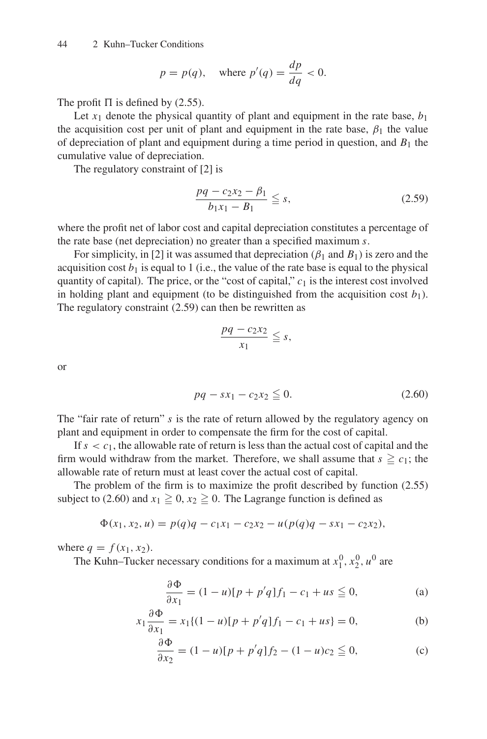$$p = p(q), \quad \text{where } p'(q) = \frac{dp}{dq} < 0.$$

The profit $\Pi$ is defined by (2.55).

Let $x_1$ denote the physical quantity of plant and equipment in the rate base, $b_1$ the acquisition cost per unit of plant and equipment in the rate base, $\beta_1$ the value of depreciation of plant and equipment during a time period in question, and $B_1$ the cumulative value of depreciation.

The regulatory constraint of [2] is

$$\frac{pq - c_2 x_2 - \beta_1}{b_1 x_1 - B_1} \leqq s, \tag{2.59}$$

where the profit net of labor cost and capital depreciation constitutes a percentage of the rate base (net depreciation) no greater than a specified maximum $s$.

For simplicity, in [2] it was assumed that depreciation ($\beta_1$ and $B_1$) is zero and the acquisition cost $b_1$ is equal to 1 (i.e., the value of the rate base is equal to the physical quantity of capital). The price, or the "cost of capital," $c_1$ is the interest cost involved in holding plant and equipment (to be distinguished from the acquisition cost $b_1$). The regulatory constraint (2.59) can then be rewritten as

$$\frac{pq - c_2 x_2}{x_1} \leqq s,$$

or

$$pq - s x_1 - c_2 x_2 \leqq 0. \tag{2.60}$$

The "fair rate of return" $s$ is the rate of return allowed by the regulatory agency on plant and equipment in order to compensate the firm for the cost of capital.

If $s < c_1$, the allowable rate of return is less than the actual cost of capital and the firm would withdraw from the market. Therefore, we shall assume that $s \geqq c_1$; the allowable rate of return must at least cover the actual cost of capital.

The problem of the firm is to maximize the profit described by function (2.55) subject to (2.60) and $x_1 \geqq 0$, $x_2 \geqq 0$. The Lagrange function is defined as

$$\Phi(x_1, x_2, u) = p(q)q - c_1 x_1 - c_2 x_2 - u(p(q)q - s x_1 - c_2 x_2),$$

where $q = f(x_1, x_2)$.

The Kuhn–Tucker necessary conditions for a maximum at $x_1^0, x_2^0, u^0$ are

$$\frac{\partial \Phi}{\partial x_1} = (1-u)[p + p'q]f_1 - c_1 + us \leqq 0, \tag{a}$$

$$x_1 \frac{\partial \Phi}{\partial x_1} = x_1\{(1-u)[p + p'q]f_1 - c_1 + us\} = 0, \tag{b}$$

$$\frac{\partial \Phi}{\partial x_2} = (1-u)[p + p'q]f_2 - (1-u)c_2 \leqq 0, \tag{c}$$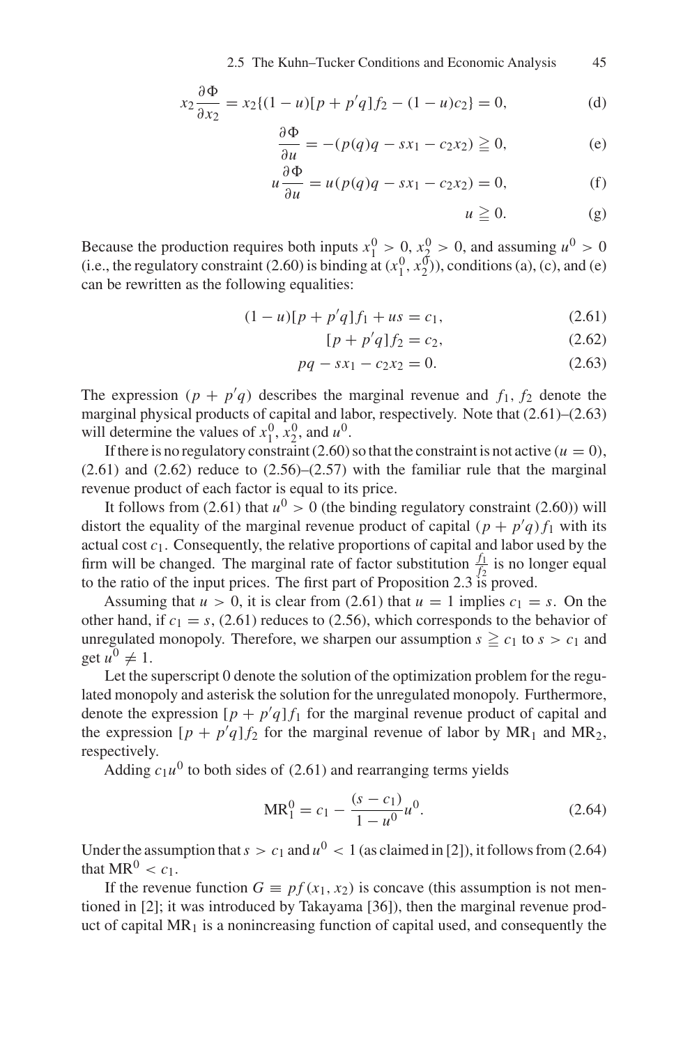$$x_2 \frac{\partial \Phi}{\partial x_2} = x_2\{(1-u)[p + p'q]f_2 - (1-u)c_2\} = 0, \tag{d}$$

$$\frac{\partial \Phi}{\partial u} = -(p(q)q - sx_1 - c_2x_2) \geqq 0, \tag{e}$$

$$u \frac{\partial \Phi}{\partial u} = u(p(q)q - sx_1 - c_2x_2) = 0, \tag{f}$$

$$u \geqq 0. \tag{g}$$

Because the production requires both inputs $x_1^0 > 0$, $x_2^0 > 0$, and assuming $u^0 > 0$ (i.e., the regulatory constraint (2.60) is binding at $(x_1^0, x_2^0)$), conditions (a), (c), and (e) can be rewritten as the following equalities:

$$(1-u)[p + p'q]f_1 + us = c_1, \tag{2.61}$$

$$[p + p'q]f_2 = c_2, \tag{2.62}$$

$$pq - sx_1 - c_2x_2 = 0. \tag{2.63}$$

The expression $(p + p'q)$ describes the marginal revenue and $f_1$, $f_2$ denote the marginal physical products of capital and labor, respectively. Note that (2.61)–(2.63) will determine the values of $x_1^0$, $x_2^0$, and $u^0$.

If there is no regulatory constraint (2.60) so that the constraint is not active ($u = 0$), (2.61) and (2.62) reduce to (2.56)–(2.57) with the familiar rule that the marginal revenue product of each factor is equal to its price.

It follows from (2.61) that $u^0 > 0$ (the binding regulatory constraint (2.60)) will distort the equality of the marginal revenue product of capital $(p + p'q)f_1$ with its actual cost $c_1$. Consequently, the relative proportions of capital and labor used by the firm will be changed. The marginal rate of factor substitution $\frac{f_1}{f_2}$ is no longer equal to the ratio of the input prices. The first part of Proposition 2.3 is proved.

Assuming that $u > 0$, it is clear from (2.61) that $u = 1$ implies $c_1 = s$. On the other hand, if $c_1 = s$, (2.61) reduces to (2.56), which corresponds to the behavior of unregulated monopoly. Therefore, we sharpen our assumption $s \geqq c_1$ to $s > c_1$ and get $u^0 \neq 1$.

Let the superscript 0 denote the solution of the optimization problem for the regulated monopoly and asterisk the solution for the unregulated monopoly. Furthermore, denote the expression $[p + p'q]f_1$ for the marginal revenue product of capital and the expression $[p + p'q]f_2$ for the marginal revenue of labor by $\text{MR}_1$ and $\text{MR}_2$, respectively.

Adding $c_1u^0$ to both sides of (2.61) and rearranging terms yields

$$\text{MR}_1^0 = c_1 - \frac{(s - c_1)}{1 - u^0}u^0. \tag{2.64}$$

Under the assumption that $s > c_1$ and $u^0 < 1$ (as claimed in [2]), it follows from (2.64) that $\text{MR}^0 < c_1$.

If the revenue function $G \equiv pf(x_1, x_2)$ is concave (this assumption is not mentioned in [2]; it was introduced by Takayama [36]), then the marginal revenue product of capital $\text{MR}_1$ is a nonincreasing function of capital used, and consequently the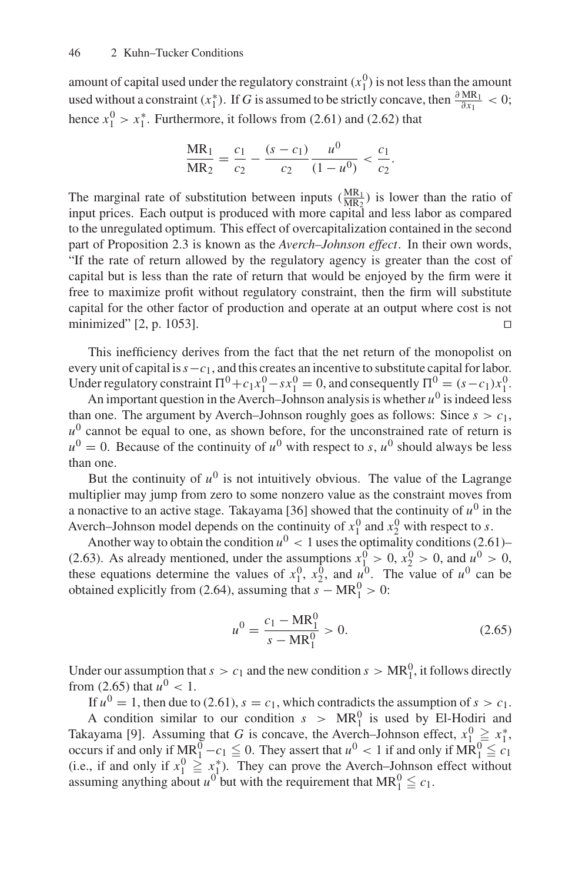amount of capital used under the regulatory constraint ($x_1^0$) is not less than the amount used without a constraint ($x_1^*$). If $G$ is assumed to be strictly concave, then $\frac{\partial \mathrm{MR}_1}{\partial x_1} < 0$; hence $x_1^0 > x_1^*$. Furthermore, it follows from (2.61) and (2.62) that

$$\frac{\mathrm{MR}_1}{\mathrm{MR}_2} = \frac{c_1}{c_2} - \frac{(s - c_1)}{c_2} \frac{u^0}{(1 - u^0)} < \frac{c_1}{c_2}.$$

The marginal rate of substitution between inputs ($\frac{\mathrm{MR}_1}{\mathrm{MR}_2}$) is lower than the ratio of input prices. Each output is produced with more capital and less labor as compared to the unregulated optimum. This effect of overcapitalization contained in the second part of Proposition 2.3 is known as the *Averch–Johnson effect*. In their own words, "If the rate of return allowed by the regulatory agency is greater than the cost of capital but is less than the rate of return that would be enjoyed by the firm were it free to maximize profit without regulatory constraint, then the firm will substitute capital for the other factor of production and operate at an output where cost is not minimized" [2, p. 1053]. □

This inefficiency derives from the fact that the net return of the monopolist on every unit of capital is $s - c_1$, and this creates an incentive to substitute capital for labor. Under regulatory constraint $\Pi^0 + c_1 x_1^0 - s x_1^0 = 0$, and consequently $\Pi^0 = (s - c_1) x_1^0$.

An important question in the Averch–Johnson analysis is whether $u^0$ is indeed less than one. The argument by Averch–Johnson roughly goes as follows: Since $s > c_1$, $u^0$ cannot be equal to one, as shown before, for the unconstrained rate of return is $u^0 = 0$. Because of the continuity of $u^0$ with respect to $s$, $u^0$ should always be less than one.

But the continuity of $u^0$ is not intuitively obvious. The value of the Lagrange multiplier may jump from zero to some nonzero value as the constraint moves from a nonactive to an active stage. Takayama [36] showed that the continuity of $u^0$ in the Averch–Johnson model depends on the continuity of $x_1^0$ and $x_2^0$ with respect to $s$.

Another way to obtain the condition $u^0 < 1$ uses the optimality conditions (2.61)–(2.63). As already mentioned, under the assumptions $x_1^0 > 0$, $x_2^0 > 0$, and $u^0 > 0$, these equations determine the values of $x_1^0$, $x_2^0$, and $u^0$. The value of $u^0$ can be obtained explicitly from (2.64), assuming that $s - \mathrm{MR}_1^0 > 0$:

$$u^0 = \frac{c_1 - \mathrm{MR}_1^0}{s - \mathrm{MR}_1^0} > 0. \tag{2.65}$$

Under our assumption that $s > c_1$ and the new condition $s > \mathrm{MR}_1^0$, it follows directly from (2.65) that $u^0 < 1$.

If $u^0 = 1$, then due to (2.61), $s = c_1$, which contradicts the assumption of $s > c_1$.

A condition similar to our condition $s > \mathrm{MR}_1^0$ is used by El-Hodiri and Takayama [9]. Assuming that $G$ is concave, the Averch–Johnson effect, $x_1^0 \geqq x_1^*$, occurs if and only if $\mathrm{MR}_1^0 - c_1 \leqq 0$. They assert that $u^0 < 1$ if and only if $\mathrm{MR}_1^0 \leqq c_1$ (i.e., if and only if $x_1^0 \geqq x_1^*$). They can prove the Averch–Johnson effect without assuming anything about $u^0$ but with the requirement that $\mathrm{MR}_1^0 \leqq c_1$.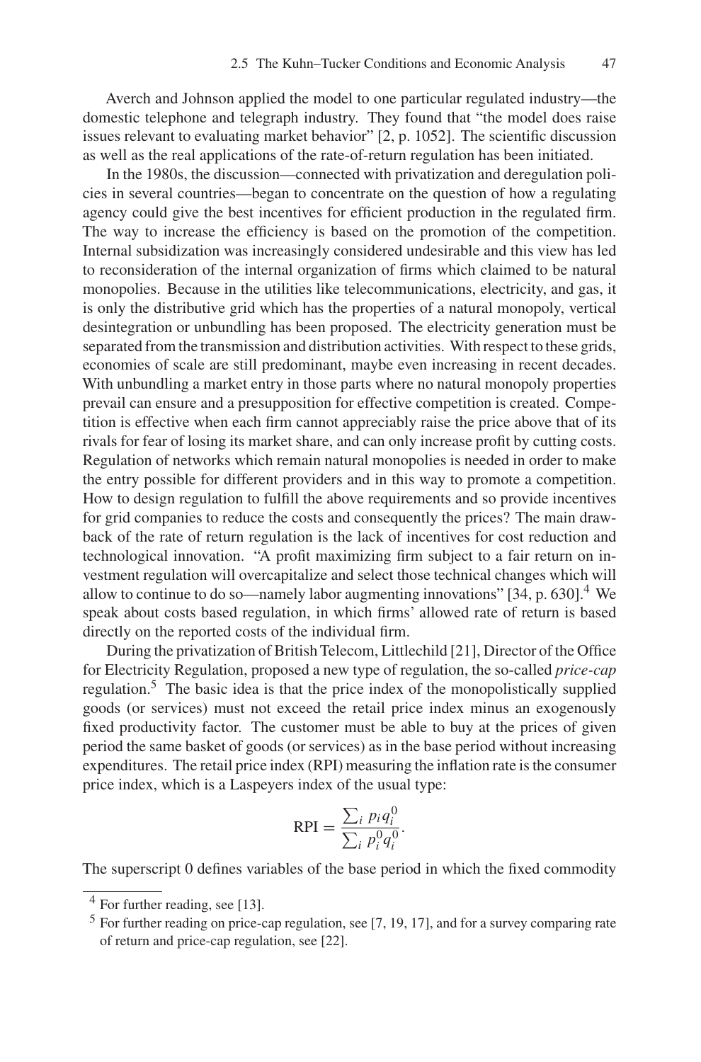Averch and Johnson applied the model to one particular regulated industry—the domestic telephone and telegraph industry. They found that "the model does raise issues relevant to evaluating market behavior" [2, p. 1052]. The scientific discussion as well as the real applications of the rate-of-return regulation has been initiated.

In the 1980s, the discussion—connected with privatization and deregulation policies in several countries—began to concentrate on the question of how a regulating agency could give the best incentives for efficient production in the regulated firm. The way to increase the efficiency is based on the promotion of the competition. Internal subsidization was increasingly considered undesirable and this view has led to reconsideration of the internal organization of firms which claimed to be natural monopolies. Because in the utilities like telecommunications, electricity, and gas, it is only the distributive grid which has the properties of a natural monopoly, vertical desintegration or unbundling has been proposed. The electricity generation must be separated from the transmission and distribution activities. With respect to these grids, economies of scale are still predominant, maybe even increasing in recent decades. With unbundling a market entry in those parts where no natural monopoly properties prevail can ensure and a presupposition for effective competition is created. Competition is effective when each firm cannot appreciably raise the price above that of its rivals for fear of losing its market share, and can only increase profit by cutting costs. Regulation of networks which remain natural monopolies is needed in order to make the entry possible for different providers and in this way to promote a competition. How to design regulation to fulfill the above requirements and so provide incentives for grid companies to reduce the costs and consequently the prices? The main drawback of the rate of return regulation is the lack of incentives for cost reduction and technological innovation. "A profit maximizing firm subject to a fair return on investment regulation will overcapitalize and select those technical changes which will allow to continue to do so—namely labor augmenting innovations" [34, p. 630].[4] We speak about costs based regulation, in which firms' allowed rate of return is based directly on the reported costs of the individual firm.

During the privatization of British Telecom, Littlechild [21], Director of the Office for Electricity Regulation, proposed a new type of regulation, the so-called *price-cap* regulation.[5] The basic idea is that the price index of the monopolistically supplied goods (or services) must not exceed the retail price index minus an exogenously fixed productivity factor. The customer must be able to buy at the prices of given period the same basket of goods (or services) as in the base period without increasing expenditures. The retail price index (RPI) measuring the inflation rate is the consumer price index, which is a Laspeyers index of the usual type:

$$\mathrm{RPI} = \frac{\sum_i p_i q_i^0}{\sum_i p_i^0 q_i^0}.$$

The superscript 0 defines variables of the base period in which the fixed commodity

[4] For further reading, see [13].

[5] For further reading on price-cap regulation, see [7, 19, 17], and for a survey comparing rate of return and price-cap regulation, see [22].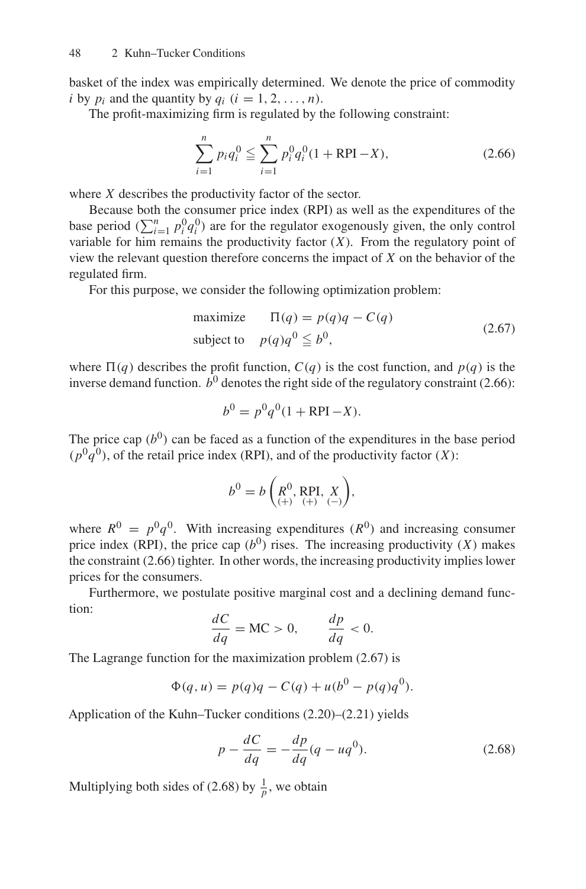basket of the index was empirically determined. We denote the price of commodity $i$ by $p_i$ and the quantity by $q_i$ $(i = 1, 2, \ldots, n)$.

The profit-maximizing firm is regulated by the following constraint:

$$\sum_{i=1}^{n} p_i q_i^0 \leqq \sum_{i=1}^{n} p_i^0 q_i^0 (1 + \text{RPI} - X), \tag{2.66}$$

where $X$ describes the productivity factor of the sector.

Because both the consumer price index (RPI) as well as the expenditures of the base period $(\sum_{i=1}^{n} p_i^0 q_i^0)$ are for the regulator exogenously given, the only control variable for him remains the productivity factor $(X)$. From the regulatory point of view the relevant question therefore concerns the impact of $X$ on the behavior of the regulated firm.

For this purpose, we consider the following optimization problem:

$$\begin{aligned} &\text{maximize} \quad && \Pi(q) = p(q)q - C(q) \\ &\text{subject to} \quad && p(q)q^0 \leqq b^0, \end{aligned} \tag{2.67}$$

where $\Pi(q)$ describes the profit function, $C(q)$ is the cost function, and $p(q)$ is the inverse demand function. $b^0$ denotes the right side of the regulatory constraint (2.66):

$$b^0 = p^0 q^0 (1 + \text{RPI} - X).$$

The price cap $(b^0)$ can be faced as a function of the expenditures in the base period $(p^0 q^0)$, of the retail price index (RPI), and of the productivity factor $(X)$:

$$b^0 = b\left(\underset{(+)}{R^0}, \underset{(+)}{\text{RPI}}, \underset{(-)}{X}\right),$$

where $R^0 = p^0 q^0$. With increasing expenditures $(R^0)$ and increasing consumer price index (RPI), the price cap $(b^0)$ rises. The increasing productivity $(X)$ makes the constraint (2.66) tighter. In other words, the increasing productivity implies lower prices for the consumers.

Furthermore, we postulate positive marginal cost and a declining demand function:

$$\frac{dC}{dq} = \text{MC} > 0, \qquad \frac{dp}{dq} < 0.$$

The Lagrange function for the maximization problem (2.67) is

$$\Phi(q, u) = p(q)q - C(q) + u(b^0 - p(q)q^0).$$

Application of the Kuhn–Tucker conditions (2.20)–(2.21) yields

$$p - \frac{dC}{dq} = -\frac{dp}{dq}(q - uq^0). \tag{2.68}$$

Multiplying both sides of (2.68) by $\frac{1}{p}$, we obtain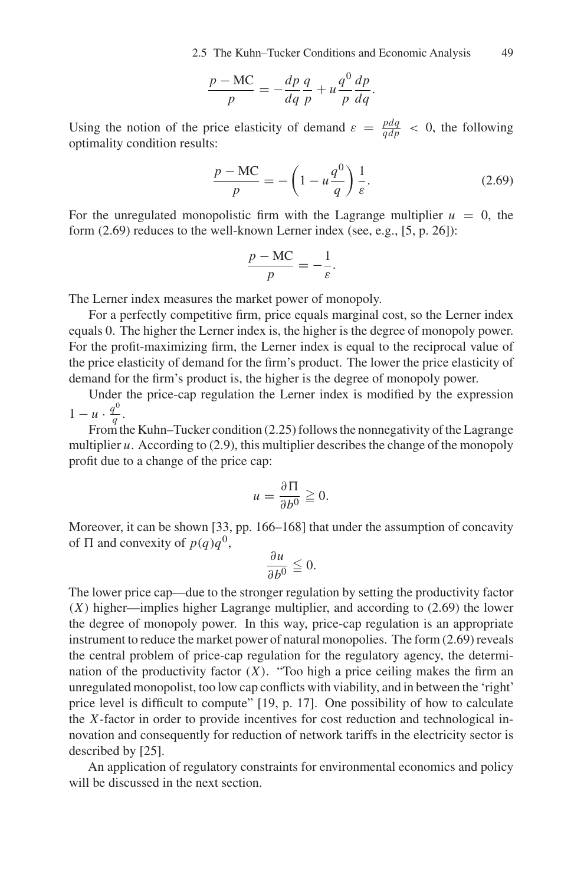$$\frac{p - \text{MC}}{p} = -\frac{dp}{dq}\frac{q}{p} + u\frac{q^0}{p}\frac{dp}{dq}.$$

Using the notion of the price elasticity of demand $\varepsilon = \frac{pdq}{qdp} < 0$, the following optimality condition results:

$$\frac{p - \text{MC}}{p} = -\left(1 - u\frac{q^0}{q}\right)\frac{1}{\varepsilon}. \tag{2.69}$$

For the unregulated monopolistic firm with the Lagrange multiplier $u = 0$, the form (2.69) reduces to the well-known Lerner index (see, e.g., [5, p. 26]):

$$\frac{p - \text{MC}}{p} = -\frac{1}{\varepsilon}.$$

The Lerner index measures the market power of monopoly.

For a perfectly competitive firm, price equals marginal cost, so the Lerner index equals 0. The higher the Lerner index is, the higher is the degree of monopoly power. For the profit-maximizing firm, the Lerner index is equal to the reciprocal value of the price elasticity of demand for the firm's product. The lower the price elasticity of demand for the firm's product is, the higher is the degree of monopoly power.

Under the price-cap regulation the Lerner index is modified by the expression $1 - u \cdot \frac{q^0}{q}$.

From the Kuhn–Tucker condition (2.25) follows the nonnegativity of the Lagrange multiplier $u$. According to (2.9), this multiplier describes the change of the monopoly profit due to a change of the price cap:

$$u = \frac{\partial \Pi}{\partial b^0} \geqq 0.$$

Moreover, it can be shown [33, pp. 166–168] that under the assumption of concavity of $\Pi$ and convexity of $p(q)q^0$,

$$\frac{\partial u}{\partial b^0} \leqq 0.$$

The lower price cap—due to the stronger regulation by setting the productivity factor ($X$) higher—implies higher Lagrange multiplier, and according to (2.69) the lower the degree of monopoly power. In this way, price-cap regulation is an appropriate instrument to reduce the market power of natural monopolies. The form (2.69) reveals the central problem of price-cap regulation for the regulatory agency, the determination of the productivity factor ($X$). "Too high a price ceiling makes the firm an unregulated monopolist, too low cap conflicts with viability, and in between the 'right' price level is difficult to compute" [19, p. 17]. One possibility of how to calculate the $X$-factor in order to provide incentives for cost reduction and technological innovation and consequently for reduction of network tariffs in the electricity sector is described by [25].

An application of regulatory constraints for environmental economics and policy will be discussed in the next section.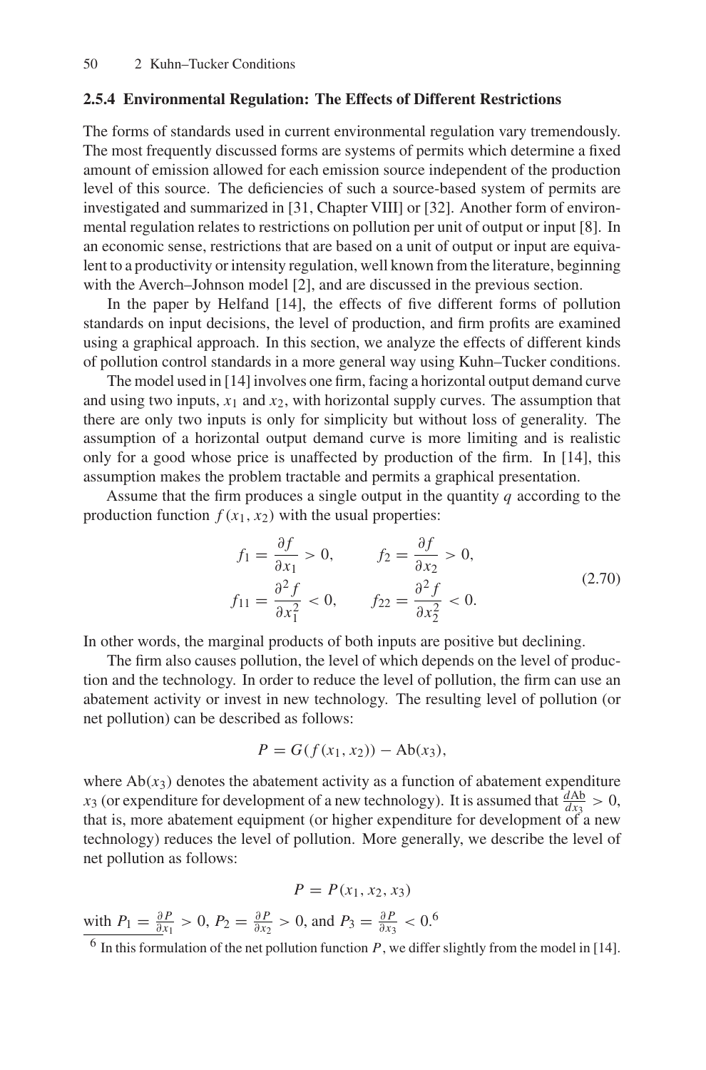### 2.5.4 Environmental Regulation: The Effects of Different Restrictions

The forms of standards used in current environmental regulation vary tremendously. The most frequently discussed forms are systems of permits which determine a fixed amount of emission allowed for each emission source independent of the production level of this source. The deficiencies of such a source-based system of permits are investigated and summarized in [31, Chapter VIII] or [32]. Another form of environmental regulation relates to restrictions on pollution per unit of output or input [8]. In an economic sense, restrictions that are based on a unit of output or input are equivalent to a productivity or intensity regulation, well known from the literature, beginning with the Averch–Johnson model [2], and are discussed in the previous section.

In the paper by Helfand [14], the effects of five different forms of pollution standards on input decisions, the level of production, and firm profits are examined using a graphical approach. In this section, we analyze the effects of different kinds of pollution control standards in a more general way using Kuhn–Tucker conditions.

The model used in [14] involves one firm, facing a horizontal output demand curve and using two inputs, $x_1$ and $x_2$, with horizontal supply curves. The assumption that there are only two inputs is only for simplicity but without loss of generality. The assumption of a horizontal output demand curve is more limiting and is realistic only for a good whose price is unaffected by production of the firm. In [14], this assumption makes the problem tractable and permits a graphical presentation.

Assume that the firm produces a single output in the quantity $q$ according to the production function $f(x_1, x_2)$ with the usual properties:

$$
\begin{aligned}
f_1 &= \frac{\partial f}{\partial x_1} > 0, \qquad & f_2 &= \frac{\partial f}{\partial x_2} > 0, \\
f_{11} &= \frac{\partial^2 f}{\partial x_1^2} < 0, \qquad & f_{22} &= \frac{\partial^2 f}{\partial x_2^2} < 0.
\end{aligned}
\tag{2.70}
$$

In other words, the marginal products of both inputs are positive but declining.

The firm also causes pollution, the level of which depends on the level of production and the technology. In order to reduce the level of pollution, the firm can use an abatement activity or invest in new technology. The resulting level of pollution (or net pollution) can be described as follows:

$$
P = G(f(x_1, x_2)) - \mathrm{Ab}(x_3),
$$

where $\mathrm{Ab}(x_3)$ denotes the abatement activity as a function of abatement expenditure $x_3$ (or expenditure for development of a new technology). It is assumed that $\frac{d\mathrm{Ab}}{dx_3} > 0$, that is, more abatement equipment (or higher expenditure for development of a new technology) reduces the level of pollution. More generally, we describe the level of net pollution as follows:

$$
P = P(x_1, x_2, x_3)
$$

with $P_1 = \frac{\partial P}{\partial x_1} > 0$, $P_2 = \frac{\partial P}{\partial x_2} > 0$, and $P_3 = \frac{\partial P}{\partial x_3} < 0$.[6]

[6] In this formulation of the net pollution function $P$, we differ slightly from the model in [14].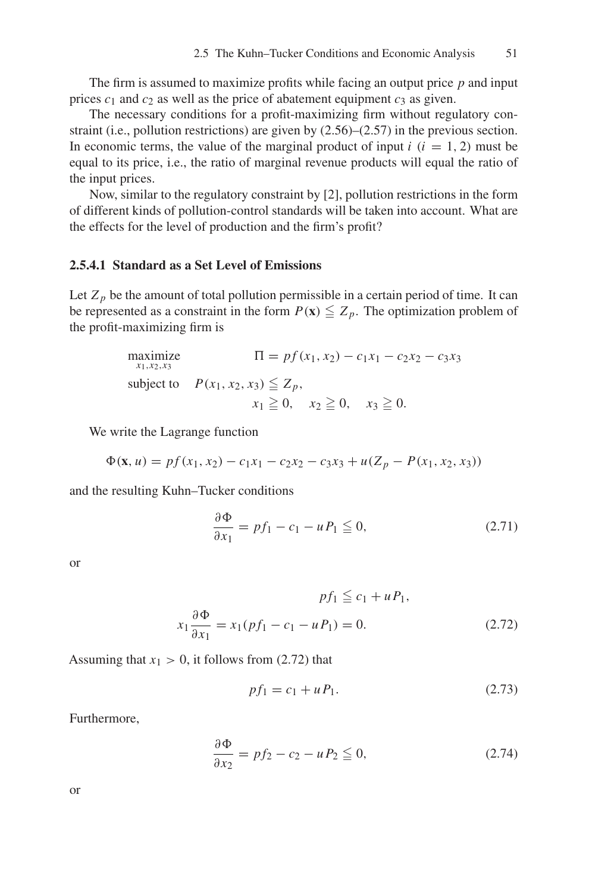The firm is assumed to maximize profits while facing an output price $p$ and input prices $c_1$ and $c_2$ as well as the price of abatement equipment $c_3$ as given.

The necessary conditions for a profit-maximizing firm without regulatory constraint (i.e., pollution restrictions) are given by (2.56)–(2.57) in the previous section. In economic terms, the value of the marginal product of input $i$ ($i = 1, 2$) must be equal to its price, i.e., the ratio of marginal revenue products will equal the ratio of the input prices.

Now, similar to the regulatory constraint by [2], pollution restrictions in the form of different kinds of pollution-control standards will be taken into account. What are the effects for the level of production and the firm's profit?

#### 2.5.4.1 Standard as a Set Level of Emissions

Let $Z_p$ be the amount of total pollution permissible in a certain period of time. It can be represented as a constraint in the form $P(\mathbf{x}) \leqq Z_p$. The optimization problem of the profit-maximizing firm is

$$\begin{aligned}
\underset{x_1,x_2,x_3}{\text{maximize}} \qquad & \Pi = pf(x_1, x_2) - c_1x_1 - c_2x_2 - c_3x_3 \\
\text{subject to} \quad & P(x_1, x_2, x_3) \leqq Z_p, \\
& x_1 \geqq 0, \quad x_2 \geqq 0, \quad x_3 \geqq 0.
\end{aligned}$$

We write the Lagrange function

$$\Phi(\mathbf{x}, u) = pf(x_1, x_2) - c_1x_1 - c_2x_2 - c_3x_3 + u(Z_p - P(x_1, x_2, x_3))$$

and the resulting Kuhn–Tucker conditions

$$\frac{\partial \Phi}{\partial x_1} = pf_1 - c_1 - uP_1 \leqq 0, \tag{2.71}$$

or

$$pf_1 \leqq c_1 + uP_1,$$

$$x_1 \frac{\partial \Phi}{\partial x_1} = x_1(pf_1 - c_1 - uP_1) = 0. \tag{2.72}$$

Assuming that $x_1 > 0$, it follows from (2.72) that

$$pf_1 = c_1 + uP_1. \tag{2.73}$$

Furthermore,

$$\frac{\partial \Phi}{\partial x_2} = pf_2 - c_2 - uP_2 \leqq 0, \tag{2.74}$$

or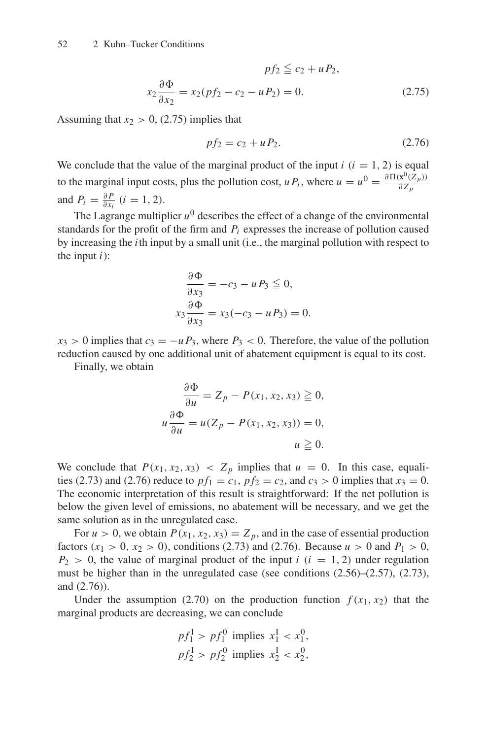$$pf_2 \leqq c_2 + uP_2,$$

$$x_2 \frac{\partial \Phi}{\partial x_2} = x_2(pf_2 - c_2 - uP_2) = 0. \tag{2.75}$$

Assuming that $x_2 > 0$, (2.75) implies that

$$pf_2 = c_2 + uP_2. \tag{2.76}$$

We conclude that the value of the marginal product of the input $i$ $(i = 1, 2)$ is equal to the marginal input costs, plus the pollution cost, $uP_i$, where $u = u^0 = \frac{\partial \Pi(\mathbf{x}^0(Z_p))}{\partial Z_p}$ and $P_i = \frac{\partial P}{\partial x_i}$ $(i = 1, 2)$.

The Lagrange multiplier $u^0$ describes the effect of a change of the environmental standards for the profit of the firm and $P_i$ expresses the increase of pollution caused by increasing the $i$th input by a small unit (i.e., the marginal pollution with respect to the input $i$):

$$\frac{\partial \Phi}{\partial x_3} = -c_3 - uP_3 \leqq 0,$$

$$x_3 \frac{\partial \Phi}{\partial x_3} = x_3(-c_3 - uP_3) = 0.$$

$x_3 > 0$ implies that $c_3 = -uP_3$, where $P_3 < 0$. Therefore, the value of the pollution reduction caused by one additional unit of abatement equipment is equal to its cost.

Finally, we obtain

$$\frac{\partial \Phi}{\partial u} = Z_p - P(x_1, x_2, x_3) \geqq 0,$$

$$u \frac{\partial \Phi}{\partial u} = u(Z_p - P(x_1, x_2, x_3)) = 0,$$

$$u \geqq 0.$$

We conclude that $P(x_1, x_2, x_3) < Z_p$ implies that $u = 0$. In this case, equalities (2.73) and (2.76) reduce to $pf_1 = c_1$, $pf_2 = c_2$, and $c_3 > 0$ implies that $x_3 = 0$. The economic interpretation of this result is straightforward: If the net pollution is below the given level of emissions, no abatement will be necessary, and we get the same solution as in the unregulated case.

For $u > 0$, we obtain $P(x_1, x_2, x_3) = Z_p$, and in the case of essential production factors $(x_1 > 0, x_2 > 0)$, conditions (2.73) and (2.76). Because $u > 0$ and $P_1 > 0$, $P_2 > 0$, the value of marginal product of the input $i$ $(i = 1, 2)$ under regulation must be higher than in the unregulated case (see conditions (2.56)–(2.57), (2.73), and (2.76)).

Under the assumption (2.70) on the production function $f(x_1, x_2)$ that the marginal products are decreasing, we can conclude

$$pf_1^{\mathrm{I}} > pf_1^0 \text{ implies } x_1^{\mathrm{I}} < x_1^0,$$

$$pf_2^{\mathrm{I}} > pf_2^0 \text{ implies } x_2^{\mathrm{I}} < x_2^0,$$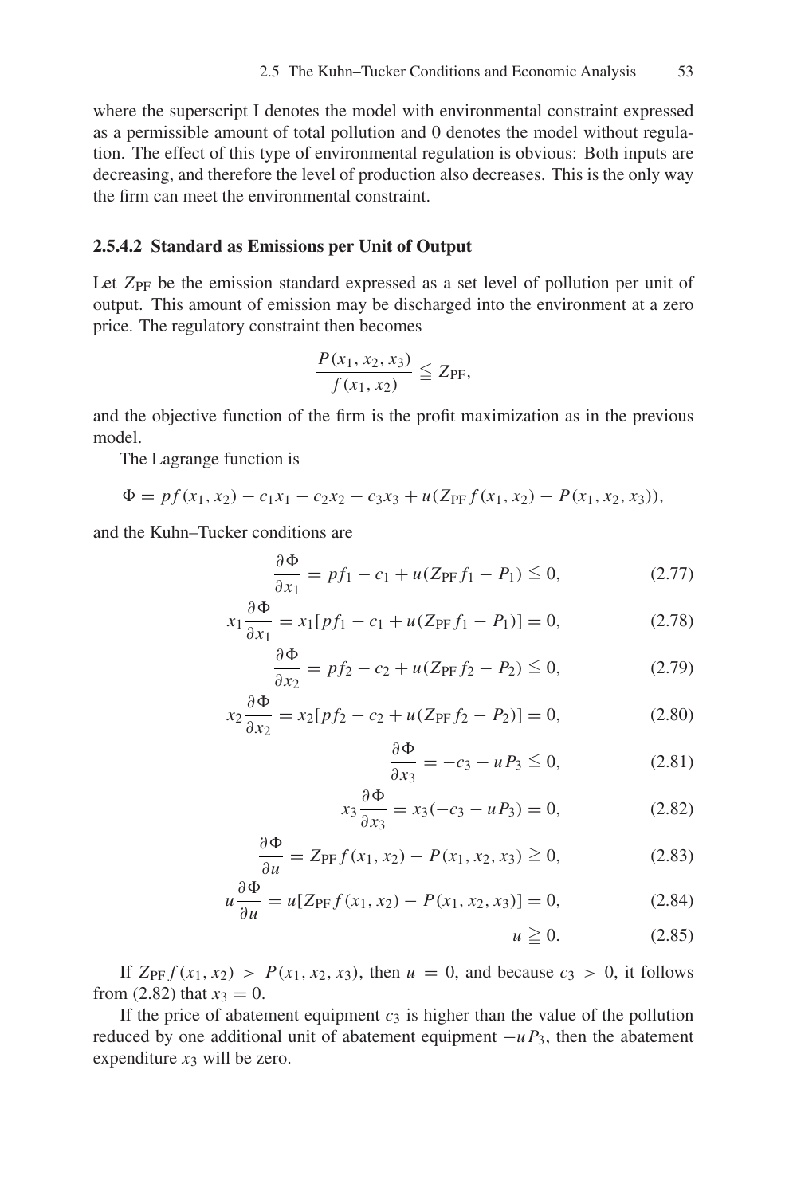where the superscript I denotes the model with environmental constraint expressed as a permissible amount of total pollution and 0 denotes the model without regulation. The effect of this type of environmental regulation is obvious: Both inputs are decreasing, and therefore the level of production also decreases. This is the only way the firm can meet the environmental constraint.

### 2.5.4.2 Standard as Emissions per Unit of Output

Let $Z_{\mathrm{PF}}$ be the emission standard expressed as a set level of pollution per unit of output. This amount of emission may be discharged into the environment at a zero price. The regulatory constraint then becomes

$$\frac{P(x_1, x_2, x_3)}{f(x_1, x_2)} \leqq Z_{\mathrm{PF}},$$

and the objective function of the firm is the profit maximization as in the previous model.

The Lagrange function is

$$\Phi = pf(x_1, x_2) - c_1 x_1 - c_2 x_2 - c_3 x_3 + u(Z_{\mathrm{PF}} f(x_1, x_2) - P(x_1, x_2, x_3)),$$

and the Kuhn–Tucker conditions are

$$\frac{\partial \Phi}{\partial x_1} = pf_1 - c_1 + u(Z_{\mathrm{PF}} f_1 - P_1) \leqq 0, \tag{2.77}$$

$$x_1 \frac{\partial \Phi}{\partial x_1} = x_1[pf_1 - c_1 + u(Z_{\mathrm{PF}} f_1 - P_1)] = 0, \tag{2.78}$$

$$\frac{\partial \Phi}{\partial x_2} = pf_2 - c_2 + u(Z_{\mathrm{PF}} f_2 - P_2) \leqq 0, \tag{2.79}$$

$$x_2 \frac{\partial \Phi}{\partial x_2} = x_2[pf_2 - c_2 + u(Z_{\mathrm{PF}} f_2 - P_2)] = 0, \tag{2.80}$$

$$\frac{\partial \Phi}{\partial x_3} = -c_3 - uP_3 \leqq 0, \tag{2.81}$$

$$x_3 \frac{\partial \Phi}{\partial x_3} = x_3(-c_3 - uP_3) = 0, \tag{2.82}$$

$$\frac{\partial \Phi}{\partial u} = Z_{\mathrm{PF}} f(x_1, x_2) - P(x_1, x_2, x_3) \geqq 0, \tag{2.83}$$

$$u \frac{\partial \Phi}{\partial u} = u[Z_{\mathrm{PF}} f(x_1, x_2) - P(x_1, x_2, x_3)] = 0, \tag{2.84}$$

$$u \geqq 0. \tag{2.85}$$

If $Z_{\mathrm{PF}} f(x_1, x_2) > P(x_1, x_2, x_3)$, then $u = 0$, and because $c_3 > 0$, it follows from (2.82) that $x_3 = 0$.

If the price of abatement equipment $c_3$ is higher than the value of the pollution reduced by one additional unit of abatement equipment $-uP_3$, then the abatement expenditure $x_3$ will be zero.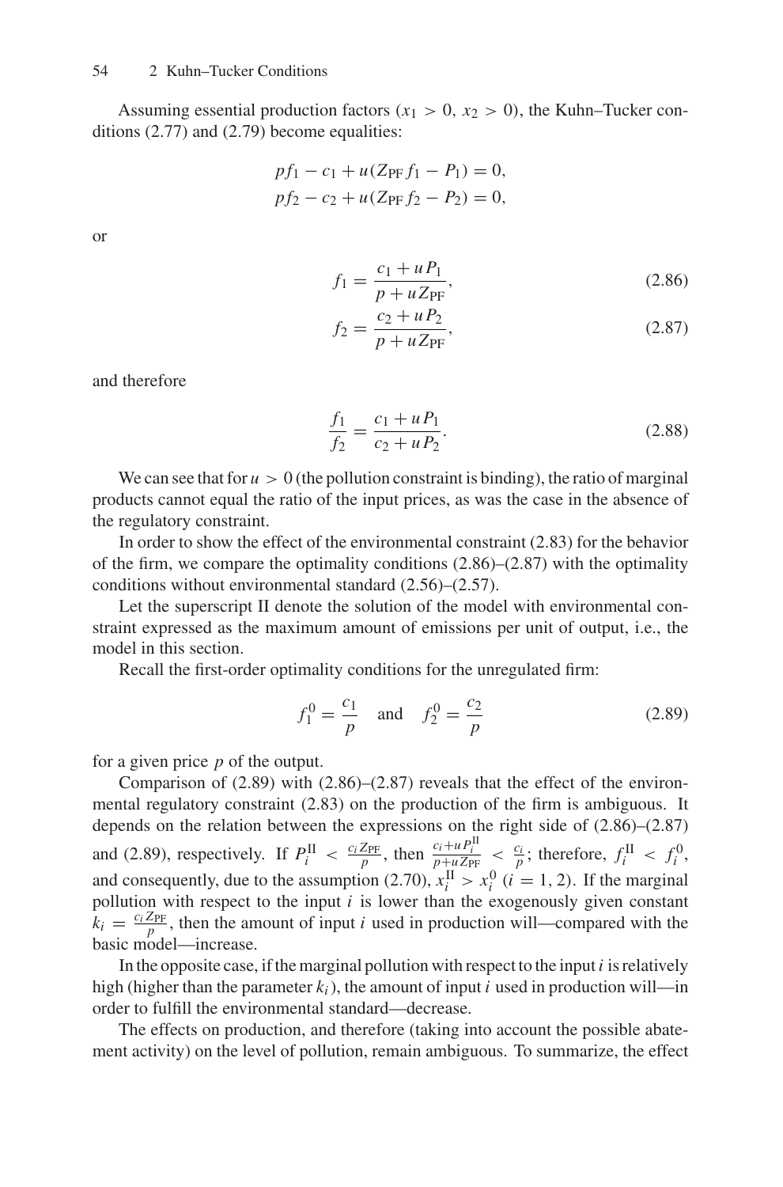Assuming essential production factors ($x_1 > 0$, $x_2 > 0$), the Kuhn–Tucker conditions (2.77) and (2.79) become equalities:

$$pf_1 - c_1 + u(Z_{\mathrm{PF}} f_1 - P_1) = 0,$$
$$pf_2 - c_2 + u(Z_{\mathrm{PF}} f_2 - P_2) = 0,$$

or

$$f_1 = \frac{c_1 + uP_1}{p + uZ_{\mathrm{PF}}}, \tag{2.86}$$

$$f_2 = \frac{c_2 + uP_2}{p + uZ_{\mathrm{PF}}}, \tag{2.87}$$

and therefore

$$\frac{f_1}{f_2} = \frac{c_1 + uP_1}{c_2 + uP_2}. \tag{2.88}$$

We can see that for $u > 0$ (the pollution constraint is binding), the ratio of marginal products cannot equal the ratio of the input prices, as was the case in the absence of the regulatory constraint.

In order to show the effect of the environmental constraint (2.83) for the behavior of the firm, we compare the optimality conditions (2.86)–(2.87) with the optimality conditions without environmental standard (2.56)–(2.57).

Let the superscript II denote the solution of the model with environmental constraint expressed as the maximum amount of emissions per unit of output, i.e., the model in this section.

Recall the first-order optimality conditions for the unregulated firm:

$$f_1^0 = \frac{c_1}{p} \quad \text{and} \quad f_2^0 = \frac{c_2}{p} \tag{2.89}$$

for a given price $p$ of the output.

Comparison of (2.89) with (2.86)–(2.87) reveals that the effect of the environmental regulatory constraint (2.83) on the production of the firm is ambiguous. It depends on the relation between the expressions on the right side of (2.86)–(2.87) and (2.89), respectively. If $P_i^{\mathrm{II}} < \frac{c_i Z_{\mathrm{PF}}}{p}$, then $\frac{c_i + uP_i^{\mathrm{II}}}{p + uZ_{\mathrm{PF}}} < \frac{c_i}{p}$; therefore, $f_i^{\mathrm{II}} < f_i^0$, and consequently, due to the assumption (2.70), $x_i^{\mathrm{II}} > x_i^0$ ($i = 1, 2$). If the marginal pollution with respect to the input $i$ is lower than the exogenously given constant $k_i = \frac{c_i Z_{\mathrm{PF}}}{p}$, then the amount of input $i$ used in production will—compared with the basic model—increase.

In the opposite case, if the marginal pollution with respect to the input $i$ is relatively high (higher than the parameter $k_i$), the amount of input $i$ used in production will—in order to fulfill the environmental standard—decrease.

The effects on production, and therefore (taking into account the possible abatement activity) on the level of pollution, remain ambiguous. To summarize, the effect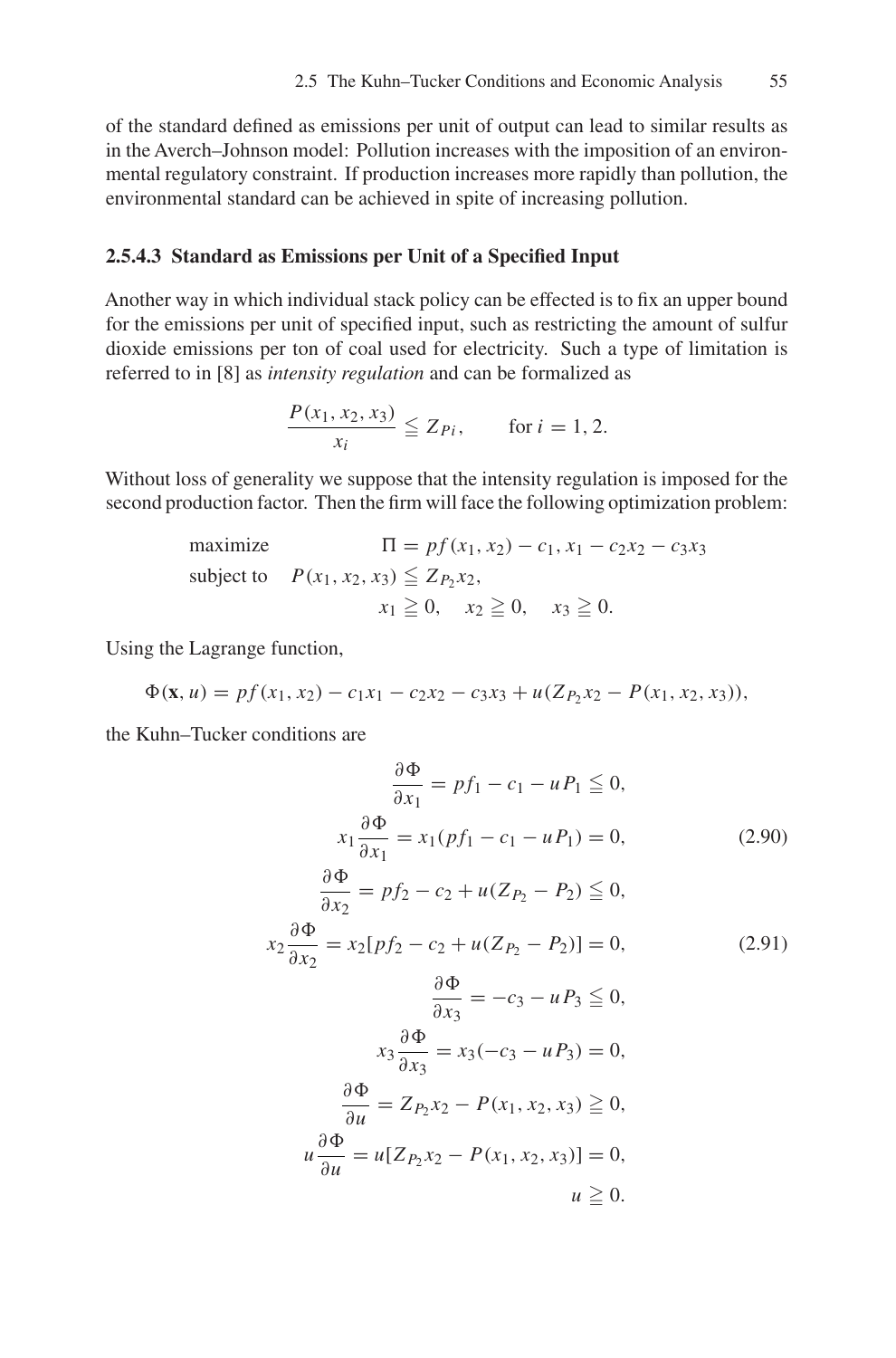of the standard defined as emissions per unit of output can lead to similar results as in the Averch–Johnson model: Pollution increases with the imposition of an environmental regulatory constraint. If production increases more rapidly than pollution, the environmental standard can be achieved in spite of increasing pollution.

### 2.5.4.3 Standard as Emissions per Unit of a Specified Input

Another way in which individual stack policy can be effected is to fix an upper bound for the emissions per unit of specified input, such as restricting the amount of sulfur dioxide emissions per ton of coal used for electricity. Such a type of limitation is referred to in [8] as *intensity regulation* and can be formalized as

$$\frac{P(x_1, x_2, x_3)}{x_i} \leqq Z_{Pi}, \qquad \text{for } i = 1, 2.$$

Without loss of generality we suppose that the intensity regulation is imposed for the second production factor. Then the firm will face the following optimization problem:

$$\begin{aligned} &\text{maximize} && \Pi = pf(x_1, x_2) - c_1, x_1 - c_2x_2 - c_3x_3 \\ &\text{subject to} && P(x_1, x_2, x_3) \leqq Z_{P_2}x_2, \\ &&& x_1 \geqq 0, \quad x_2 \geqq 0, \quad x_3 \geqq 0. \end{aligned}$$

Using the Lagrange function,

$$\Phi(\mathbf{x}, u) = pf(x_1, x_2) - c_1x_1 - c_2x_2 - c_3x_3 + u(Z_{P_2}x_2 - P(x_1, x_2, x_3)),$$

the Kuhn–Tucker conditions are

$$\frac{\partial \Phi}{\partial x_1} = pf_1 - c_1 - uP_1 \leqq 0,$$

$$x_1\frac{\partial \Phi}{\partial x_1} = x_1(pf_1 - c_1 - uP_1) = 0, \tag{2.90}$$

$$\frac{\partial \Phi}{\partial x_2} = pf_2 - c_2 + u(Z_{P_2} - P_2) \leqq 0,$$

$$x_2\frac{\partial \Phi}{\partial x_2} = x_2[pf_2 - c_2 + u(Z_{P_2} - P_2)] = 0, \tag{2.91}$$

$$\frac{\partial \Phi}{\partial x_3} = -c_3 - uP_3 \leqq 0,$$

$$x_3\frac{\partial \Phi}{\partial x_3} = x_3(-c_3 - uP_3) = 0,$$

$$\frac{\partial \Phi}{\partial u} = Z_{P_2}x_2 - P(x_1, x_2, x_3) \geqq 0,$$

$$u\frac{\partial \Phi}{\partial u} = u[Z_{P_2}x_2 - P(x_1, x_2, x_3)] = 0,$$

$$u \geqq 0.$$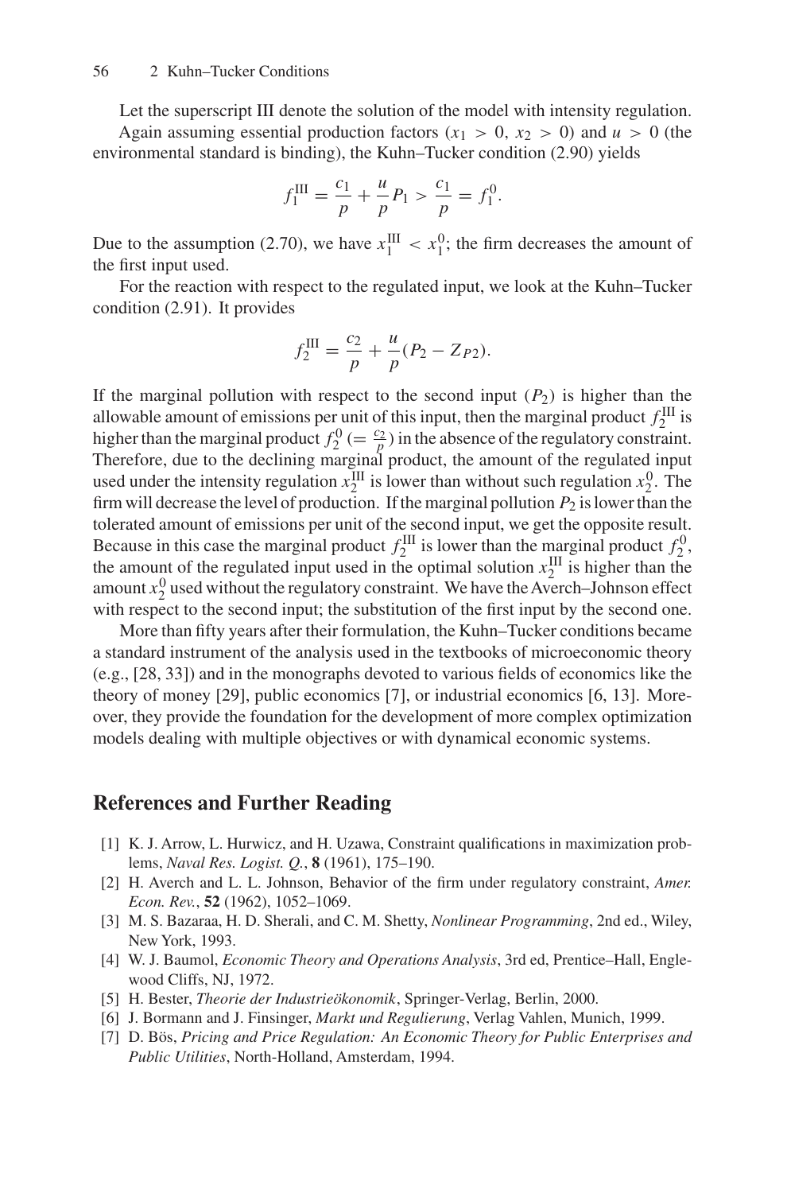Let the superscript III denote the solution of the model with intensity regulation.

Again assuming essential production factors ($x_1 > 0$, $x_2 > 0$) and $u > 0$ (the environmental standard is binding), the Kuhn–Tucker condition (2.90) yields

$$f_1^{\text{III}} = \frac{c_1}{p} + \frac{u}{p}P_1 > \frac{c_1}{p} = f_1^0.$$

Due to the assumption (2.70), we have $x_1^{\text{III}} < x_1^0$; the firm decreases the amount of the first input used.

For the reaction with respect to the regulated input, we look at the Kuhn–Tucker condition (2.91). It provides

$$f_2^{\text{III}} = \frac{c_2}{p} + \frac{u}{p}(P_2 - Z_{P2}).$$

If the marginal pollution with respect to the second input ($P_2$) is higher than the allowable amount of emissions per unit of this input, then the marginal product $f_2^{\text{III}}$ is higher than the marginal product $f_2^0$ ($= \frac{c_2}{p}$) in the absence of the regulatory constraint. Therefore, due to the declining marginal product, the amount of the regulated input used under the intensity regulation $x_2^{\text{III}}$ is lower than without such regulation $x_2^0$. The firm will decrease the level of production. If the marginal pollution $P_2$ is lower than the tolerated amount of emissions per unit of the second input, we get the opposite result. Because in this case the marginal product $f_2^{\text{III}}$ is lower than the marginal product $f_2^0$, the amount of the regulated input used in the optimal solution $x_2^{\text{III}}$ is higher than the amount $x_2^0$ used without the regulatory constraint. We have the Averch–Johnson effect with respect to the second input; the substitution of the first input by the second one.

More than fifty years after their formulation, the Kuhn–Tucker conditions became a standard instrument of the analysis used in the textbooks of microeconomic theory (e.g., [28, 33]) and in the monographs devoted to various fields of economics like the theory of money [29], public economics [7], or industrial economics [6, 13]. Moreover, they provide the foundation for the development of more complex optimization models dealing with multiple objectives or with dynamical economic systems.

## References and Further Reading

[1] K. J. Arrow, L. Hurwicz, and H. Uzawa, Constraint qualifications in maximization problems, *Naval Res. Logist. Q.*, **8** (1961), 175–190.

[2] H. Averch and L. L. Johnson, Behavior of the firm under regulatory constraint, *Amer. Econ. Rev.*, **52** (1962), 1052–1069.

[3] M. S. Bazaraa, H. D. Sherali, and C. M. Shetty, *Nonlinear Programming*, 2nd ed., Wiley, New York, 1993.

[4] W. J. Baumol, *Economic Theory and Operations Analysis*, 3rd ed, Prentice–Hall, Englewood Cliffs, NJ, 1972.

[5] H. Bester, *Theorie der Industrieökonomik*, Springer-Verlag, Berlin, 2000.

[6] J. Bormann and J. Finsinger, *Markt und Regulierung*, Verlag Vahlen, Munich, 1999.

[7] D. Bös, *Pricing and Price Regulation: An Economic Theory for Public Enterprises and Public Utilities*, North-Holland, Amsterdam, 1994.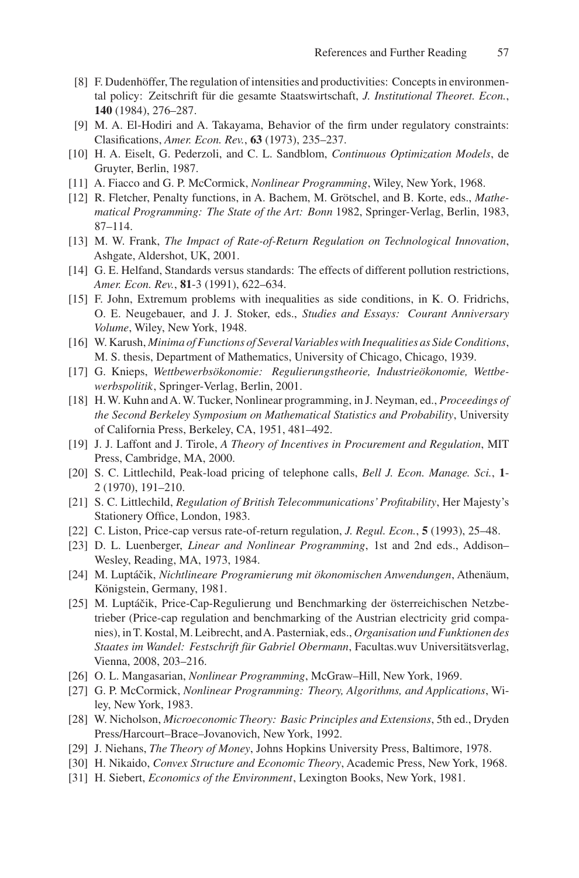[8] F. Dudenhöffer, The regulation of intensities and productivities: Concepts in environmental policy: Zeitschrift für die gesamte Staatswirtschaft, *J. Institutional Theoret. Econ.*, **140** (1984), 276–287.

[9] M. A. El-Hodiri and A. Takayama, Behavior of the firm under regulatory constraints: Clasifications, *Amer. Econ. Rev.*, **63** (1973), 235–237.

[10] H. A. Eiselt, G. Pederzoli, and C. L. Sandblom, *Continuous Optimization Models*, de Gruyter, Berlin, 1987.

[11] A. Fiacco and G. P. McCormick, *Nonlinear Programming*, Wiley, New York, 1968.

[12] R. Fletcher, Penalty functions, in A. Bachem, M. Grötschel, and B. Korte, eds., *Mathematical Programming: The State of the Art: Bonn* 1982, Springer-Verlag, Berlin, 1983, 87–114.

[13] M. W. Frank, *The Impact of Rate-of-Return Regulation on Technological Innovation*, Ashgate, Aldershot, UK, 2001.

[14] G. E. Helfand, Standards versus standards: The effects of different pollution restrictions, *Amer. Econ. Rev.*, **81**-3 (1991), 622–634.

[15] F. John, Extremum problems with inequalities as side conditions, in K. O. Fridrichs, O. E. Neugebauer, and J. J. Stoker, eds., *Studies and Essays: Courant Anniversary Volume*, Wiley, New York, 1948.

[16] W. Karush, *Minima of Functions of Several Variables with Inequalities as Side Conditions*, M. S. thesis, Department of Mathematics, University of Chicago, Chicago, 1939.

[17] G. Knieps, *Wettbewerbsökonomie: Regulierungstheorie, Industrieökonomie, Wettbewerbspolitik*, Springer-Verlag, Berlin, 2001.

[18] H. W. Kuhn and A. W. Tucker, Nonlinear programming, in J. Neyman, ed., *Proceedings of the Second Berkeley Symposium on Mathematical Statistics and Probability*, University of California Press, Berkeley, CA, 1951, 481–492.

[19] J. J. Laffont and J. Tirole, *A Theory of Incentives in Procurement and Regulation*, MIT Press, Cambridge, MA, 2000.

[20] S. C. Littlechild, Peak-load pricing of telephone calls, *Bell J. Econ. Manage. Sci.*, **1**-2 (1970), 191–210.

[21] S. C. Littlechild, *Regulation of British Telecommunications' Profitability*, Her Majesty's Stationery Office, London, 1983.

[22] C. Liston, Price-cap versus rate-of-return regulation, *J. Regul. Econ.*, **5** (1993), 25–48.

[23] D. L. Luenberger, *Linear and Nonlinear Programming*, 1st and 2nd eds., Addison–Wesley, Reading, MA, 1973, 1984.

[24] M. Luptáčik, *Nichtlineare Programierung mit ökonomischen Anwendungen*, Athenäum, Königstein, Germany, 1981.

[25] M. Luptáčik, Price-Cap-Regulierung und Benchmarking der österreichischen Netzbetrieber (Price-cap regulation and benchmarking of the Austrian electricity grid companies), in T. Kostal, M. Leibrecht, and A. Pasterniak, eds., *Organisation und Funktionen des Staates im Wandel: Festschrift für Gabriel Obermann*, Facultas.wuv Universitätsverlag, Vienna, 2008, 203–216.

[26] O. L. Mangasarian, *Nonlinear Programming*, McGraw–Hill, New York, 1969.

[27] G. P. McCormick, *Nonlinear Programming: Theory, Algorithms, and Applications*, Wiley, New York, 1983.

[28] W. Nicholson, *Microeconomic Theory: Basic Principles and Extensions*, 5th ed., Dryden Press/Harcourt–Brace–Jovanovich, New York, 1992.

[29] J. Niehans, *The Theory of Money*, Johns Hopkins University Press, Baltimore, 1978.

[30] H. Nikaido, *Convex Structure and Economic Theory*, Academic Press, New York, 1968.

[31] H. Siebert, *Economics of the Environment*, Lexington Books, New York, 1981.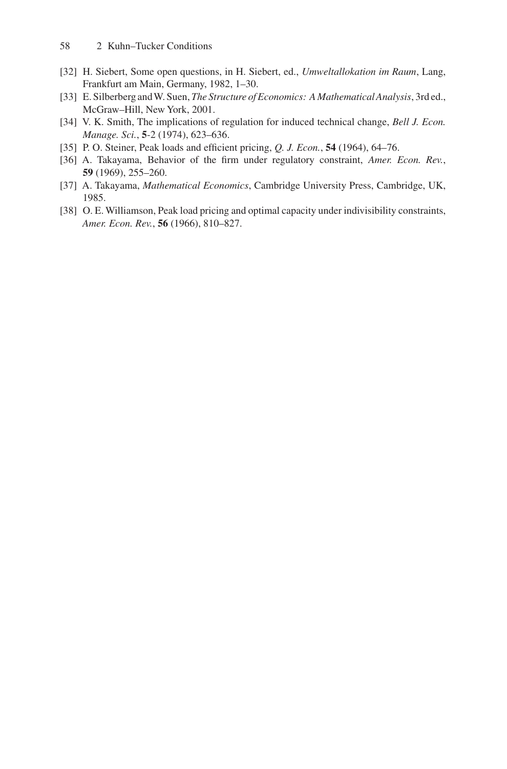[32] H. Siebert, Some open questions, in H. Siebert, ed., *Umweltallokation im Raum*, Lang, Frankfurt am Main, Germany, 1982, 1–30.

[33] E. Silberberg and W. Suen, *The Structure of Economics: A Mathematical Analysis*, 3rd ed., McGraw–Hill, New York, 2001.

[34] V. K. Smith, The implications of regulation for induced technical change, *Bell J. Econ. Manage. Sci.*, **5**-2 (1974), 623–636.

[35] P. O. Steiner, Peak loads and efficient pricing, *Q. J. Econ.*, **54** (1964), 64–76.

[36] A. Takayama, Behavior of the firm under regulatory constraint, *Amer. Econ. Rev.*, **59** (1969), 255–260.

[37] A. Takayama, *Mathematical Economics*, Cambridge University Press, Cambridge, UK, 1985.

[38] O. E. Williamson, Peak load pricing and optimal capacity under indivisibility constraints, *Amer. Econ. Rev.*, **56** (1966), 810–827.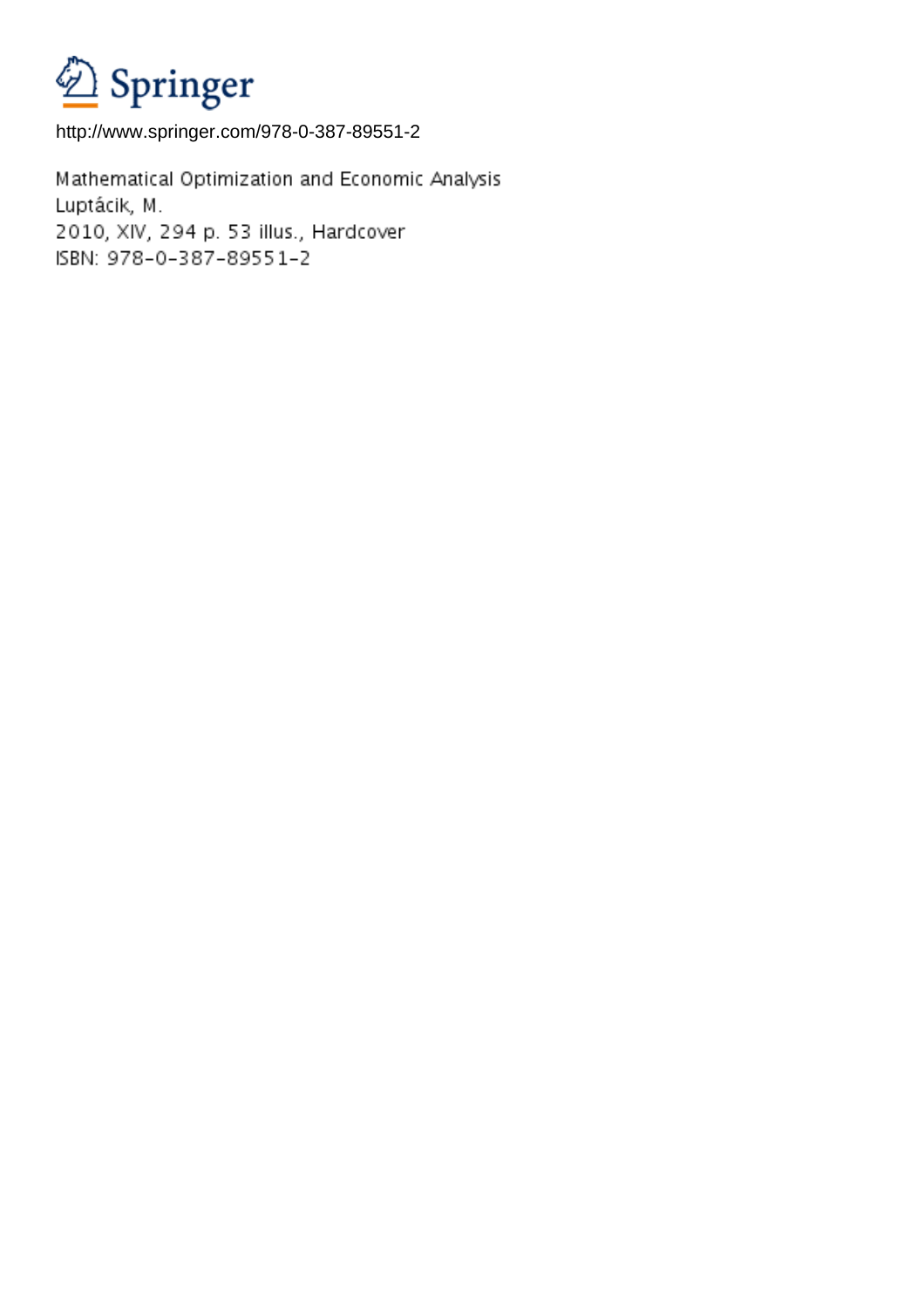Springer

http://www.springer.com/978-0-387-89551-2

Mathematical Optimization and Economic Analysis
Luptácik, M.
2010, XIV, 294 p. 53 illus., Hardcover
ISBN: 978-0-387-89551-2